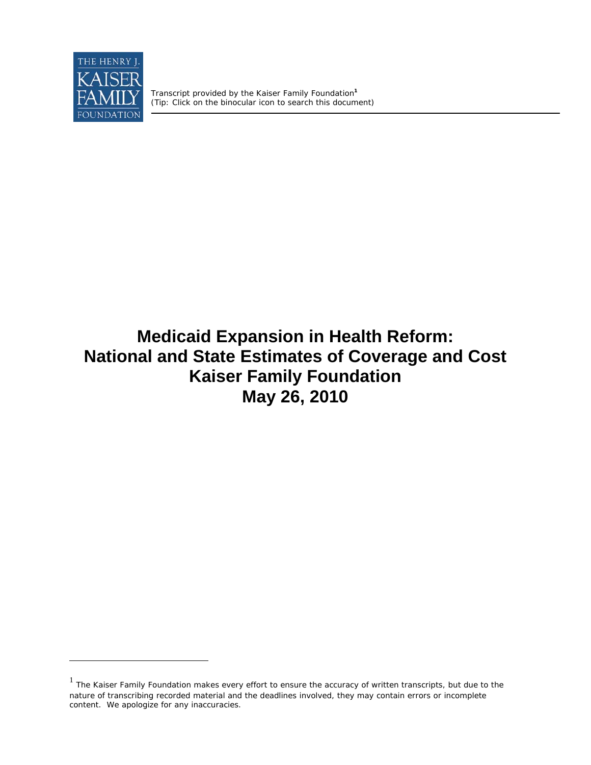Transcript provided by the Kaiser Family Foundation[1]
(Tip: Click on the binocular icon to search this document)

# Medicaid Expansion in Health Reform: National and State Estimates of Coverage and Cost
# Kaiser Family Foundation
# May 26, 2010

[1] The Kaiser Family Foundation makes every effort to ensure the accuracy of written transcripts, but due to the nature of transcribing recorded material and the deadlines involved, they may contain errors or incomplete content. We apologize for any inaccuracies.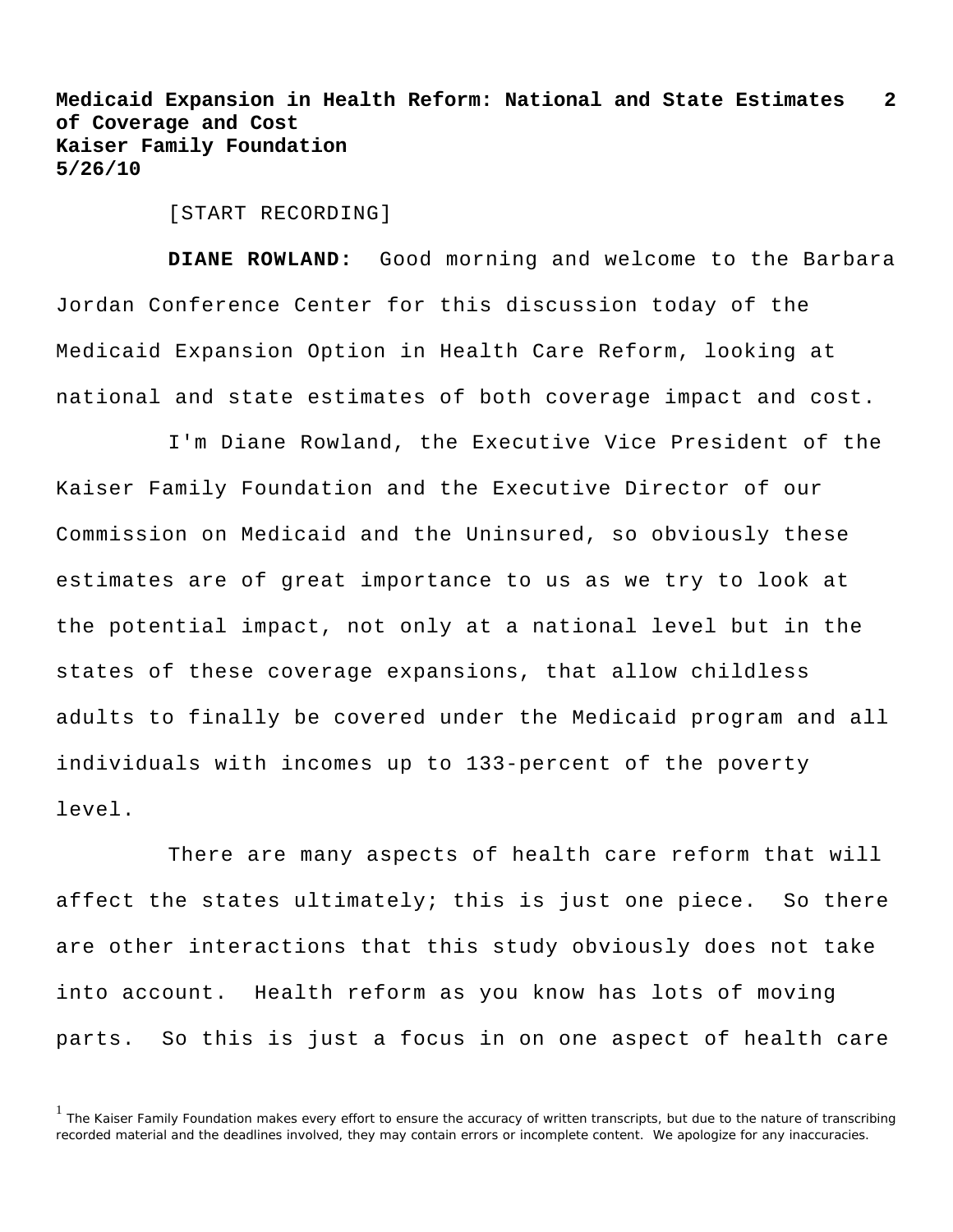[START RECORDING]

**DIANE ROWLAND:** Good morning and welcome to the Barbara Jordan Conference Center for this discussion today of the Medicaid Expansion Option in Health Care Reform, looking at national and state estimates of both coverage impact and cost.

I'm Diane Rowland, the Executive Vice President of the Kaiser Family Foundation and the Executive Director of our Commission on Medicaid and the Uninsured, so obviously these estimates are of great importance to us as we try to look at the potential impact, not only at a national level but in the states of these coverage expansions, that allow childless adults to finally be covered under the Medicaid program and all individuals with incomes up to 133-percent of the poverty level.

There are many aspects of health care reform that will affect the states ultimately; this is just one piece. So there are other interactions that this study obviously does not take into account. Health reform as you know has lots of moving parts. So this is just a focus in on one aspect of health care

[1] The Kaiser Family Foundation makes every effort to ensure the accuracy of written transcripts, but due to the nature of transcribing recorded material and the deadlines involved, they may contain errors or incomplete content. We apologize for any inaccuracies.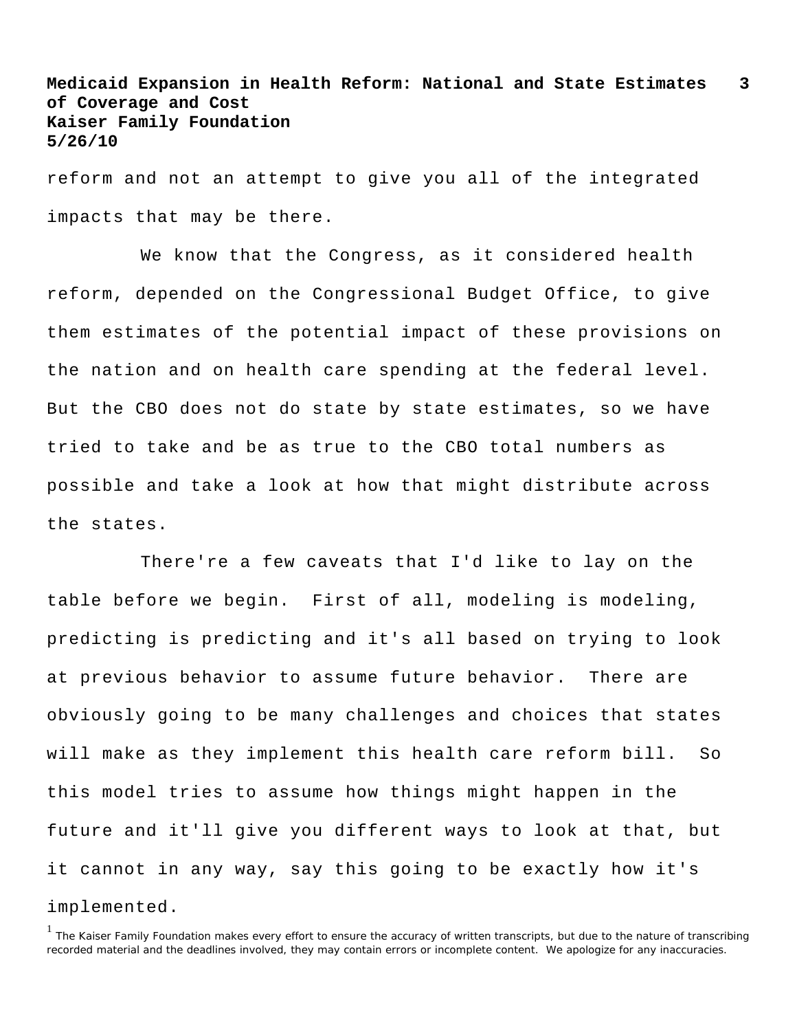reform and not an attempt to give you all of the integrated impacts that may be there.

We know that the Congress, as it considered health reform, depended on the Congressional Budget Office, to give them estimates of the potential impact of these provisions on the nation and on health care spending at the federal level. But the CBO does not do state by state estimates, so we have tried to take and be as true to the CBO total numbers as possible and take a look at how that might distribute across the states.

There're a few caveats that I'd like to lay on the table before we begin. First of all, modeling is modeling, predicting is predicting and it's all based on trying to look at previous behavior to assume future behavior. There are obviously going to be many challenges and choices that states will make as they implement this health care reform bill. So this model tries to assume how things might happen in the future and it'll give you different ways to look at that, but it cannot in any way, say this going to be exactly how it's implemented.

[1] The Kaiser Family Foundation makes every effort to ensure the accuracy of written transcripts, but due to the nature of transcribing recorded material and the deadlines involved, they may contain errors or incomplete content. We apologize for any inaccuracies.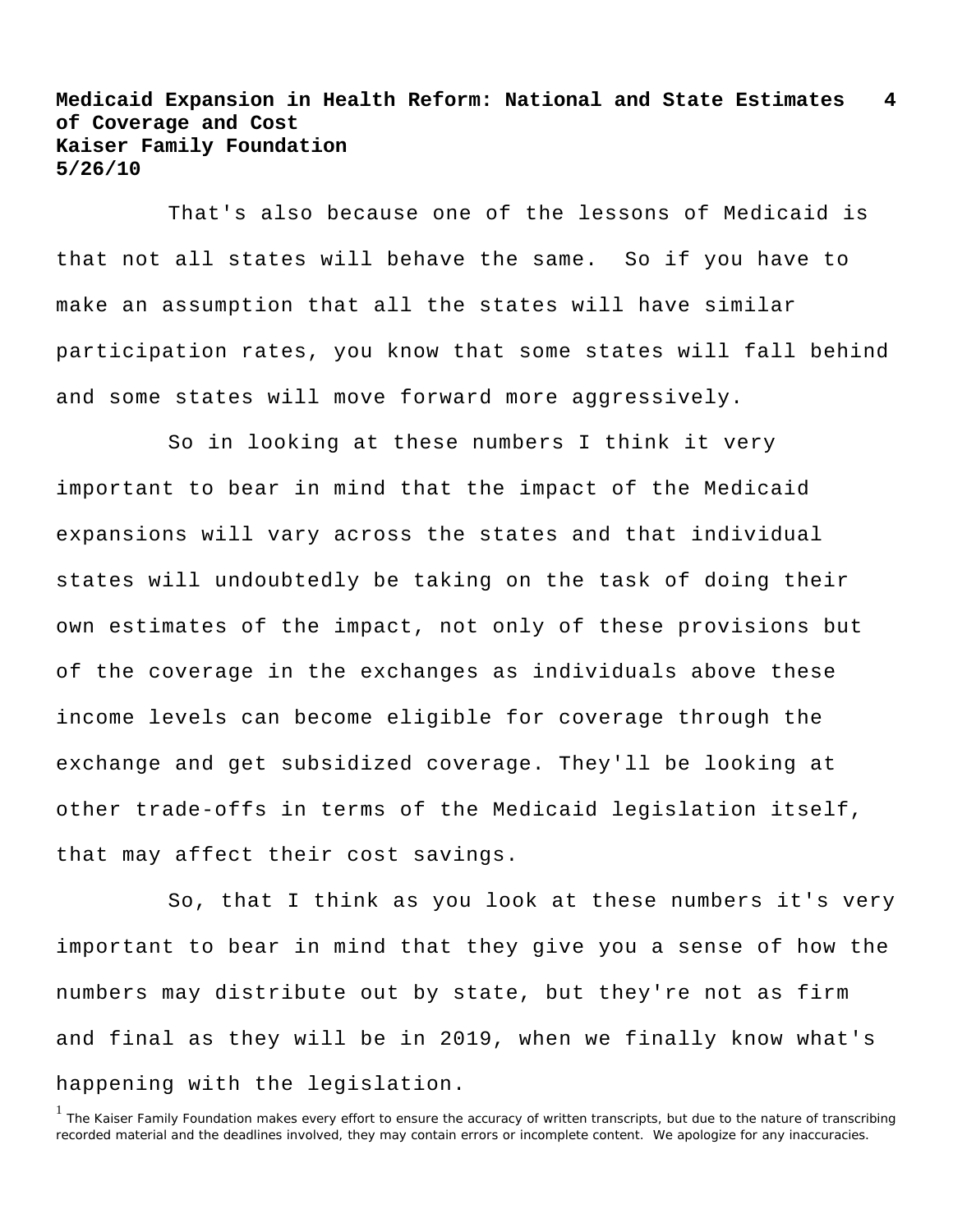That's also because one of the lessons of Medicaid is that not all states will behave the same. So if you have to make an assumption that all the states will have similar participation rates, you know that some states will fall behind and some states will move forward more aggressively.

So in looking at these numbers I think it very important to bear in mind that the impact of the Medicaid expansions will vary across the states and that individual states will undoubtedly be taking on the task of doing their own estimates of the impact, not only of these provisions but of the coverage in the exchanges as individuals above these income levels can become eligible for coverage through the exchange and get subsidized coverage. They'll be looking at other trade-offs in terms of the Medicaid legislation itself, that may affect their cost savings.

So, that I think as you look at these numbers it's very important to bear in mind that they give you a sense of how the numbers may distribute out by state, but they're not as firm and final as they will be in 2019, when we finally know what's happening with the legislation.

[1] The Kaiser Family Foundation makes every effort to ensure the accuracy of written transcripts, but due to the nature of transcribing recorded material and the deadlines involved, they may contain errors or incomplete content. We apologize for any inaccuracies.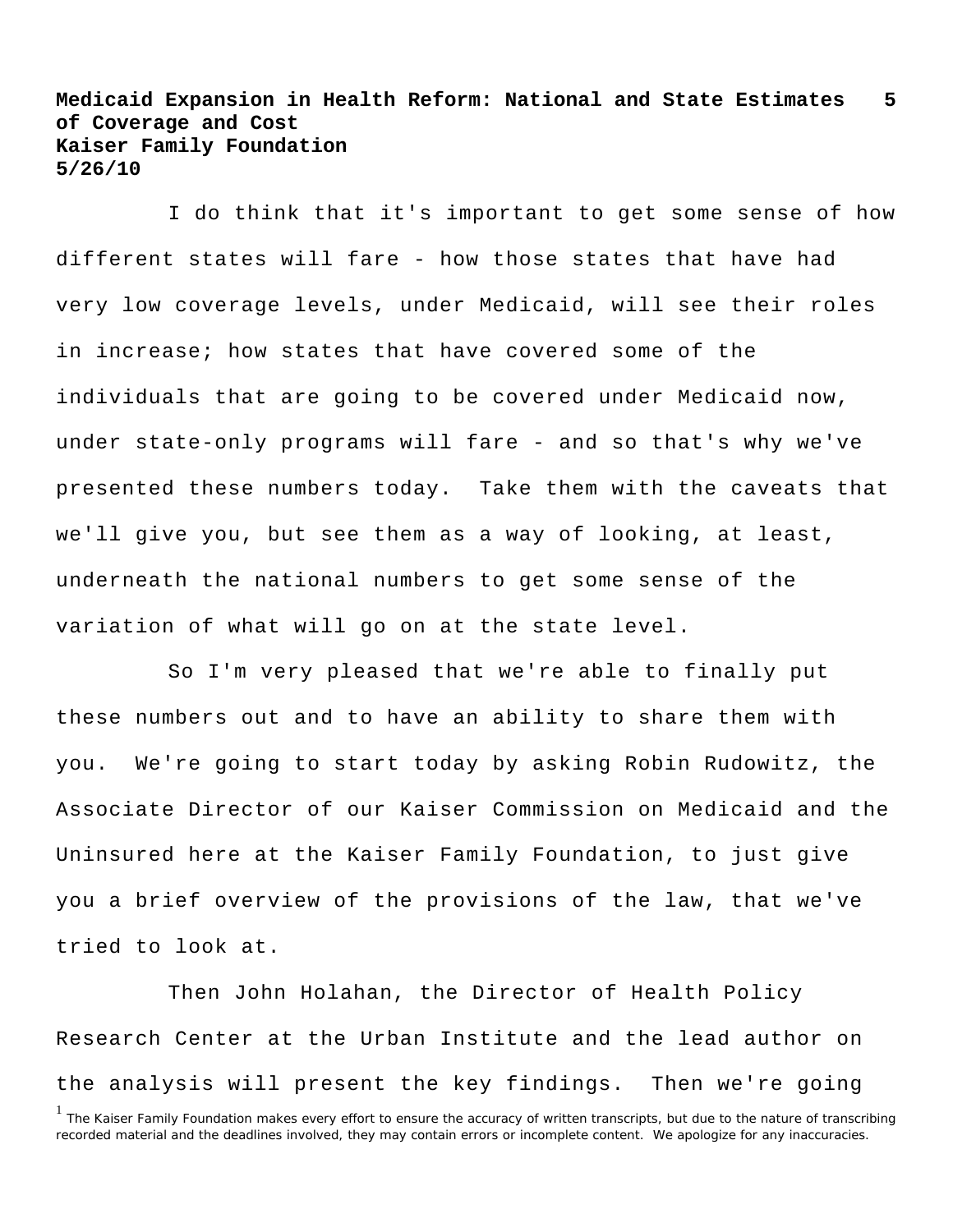I do think that it's important to get some sense of how different states will fare - how those states that have had very low coverage levels, under Medicaid, will see their roles in increase; how states that have covered some of the individuals that are going to be covered under Medicaid now, under state-only programs will fare - and so that's why we've presented these numbers today. Take them with the caveats that we'll give you, but see them as a way of looking, at least, underneath the national numbers to get some sense of the variation of what will go on at the state level.

So I'm very pleased that we're able to finally put these numbers out and to have an ability to share them with you. We're going to start today by asking Robin Rudowitz, the Associate Director of our Kaiser Commission on Medicaid and the Uninsured here at the Kaiser Family Foundation, to just give you a brief overview of the provisions of the law, that we've tried to look at.

Then John Holahan, the Director of Health Policy Research Center at the Urban Institute and the lead author on the analysis will present the key findings. Then we're going

[1] The Kaiser Family Foundation makes every effort to ensure the accuracy of written transcripts, but due to the nature of transcribing recorded material and the deadlines involved, they may contain errors or incomplete content. We apologize for any inaccuracies.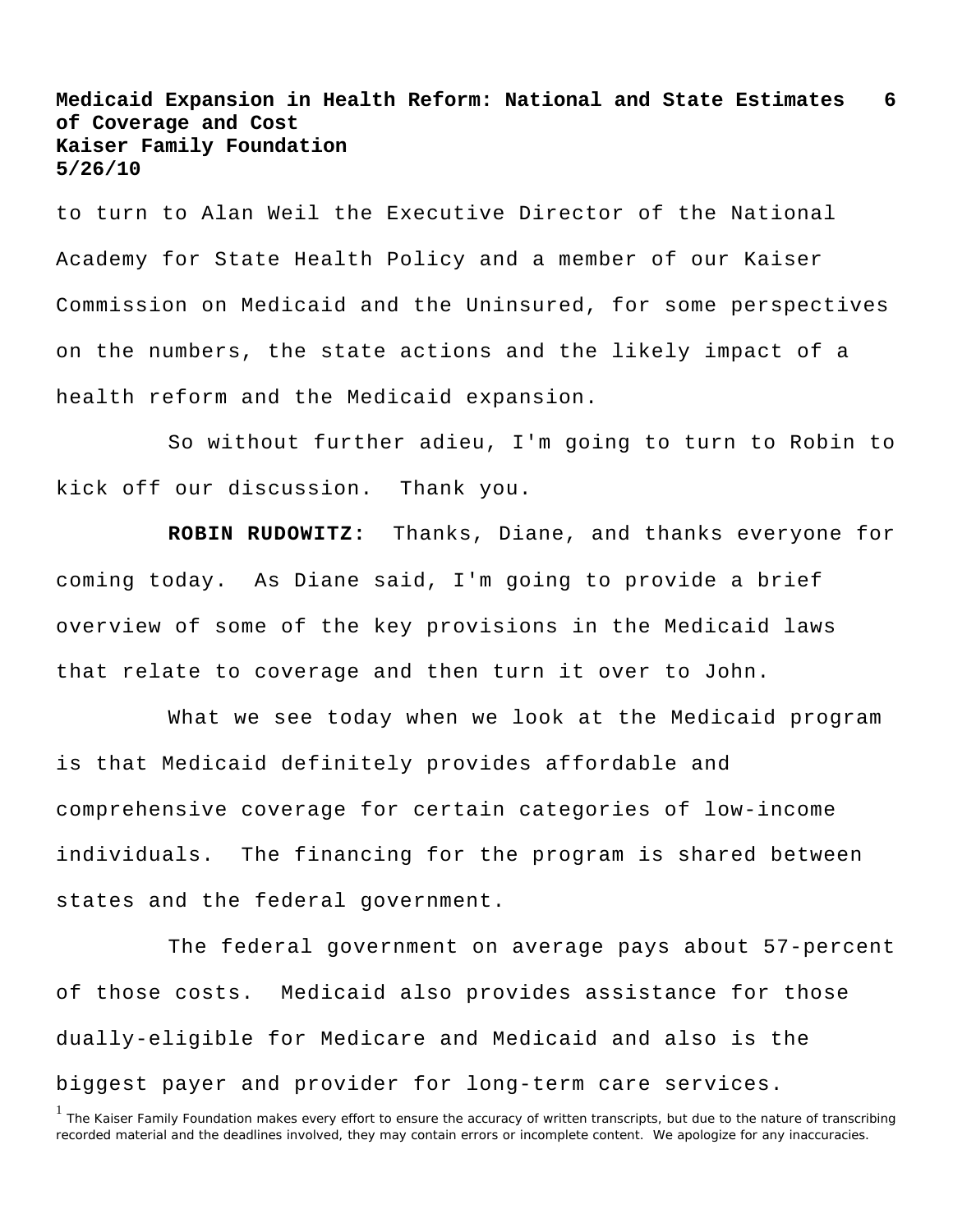to turn to Alan Weil the Executive Director of the National Academy for State Health Policy and a member of our Kaiser Commission on Medicaid and the Uninsured, for some perspectives on the numbers, the state actions and the likely impact of a health reform and the Medicaid expansion.

So without further adieu, I'm going to turn to Robin to kick off our discussion. Thank you.

**ROBIN RUDOWITZ:** Thanks, Diane, and thanks everyone for coming today. As Diane said, I'm going to provide a brief overview of some of the key provisions in the Medicaid laws that relate to coverage and then turn it over to John.

What we see today when we look at the Medicaid program is that Medicaid definitely provides affordable and comprehensive coverage for certain categories of low-income individuals. The financing for the program is shared between states and the federal government.

The federal government on average pays about 57-percent of those costs. Medicaid also provides assistance for those dually-eligible for Medicare and Medicaid and also is the biggest payer and provider for long-term care services.

[1] The Kaiser Family Foundation makes every effort to ensure the accuracy of written transcripts, but due to the nature of transcribing recorded material and the deadlines involved, they may contain errors or incomplete content. We apologize for any inaccuracies.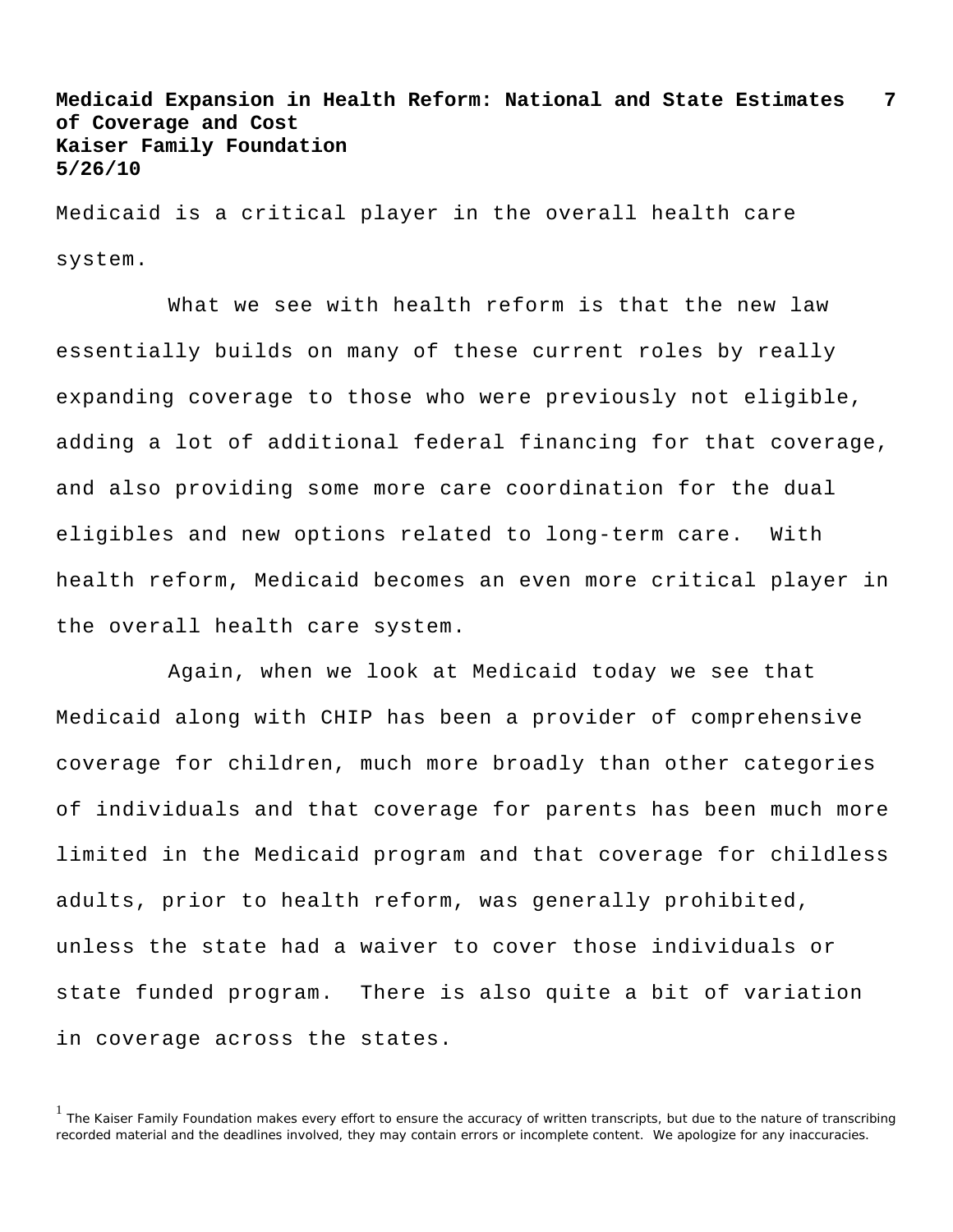Medicaid is a critical player in the overall health care system.

What we see with health reform is that the new law essentially builds on many of these current roles by really expanding coverage to those who were previously not eligible, adding a lot of additional federal financing for that coverage, and also providing some more care coordination for the dual eligibles and new options related to long-term care. With health reform, Medicaid becomes an even more critical player in the overall health care system.

Again, when we look at Medicaid today we see that Medicaid along with CHIP has been a provider of comprehensive coverage for children, much more broadly than other categories of individuals and that coverage for parents has been much more limited in the Medicaid program and that coverage for childless adults, prior to health reform, was generally prohibited, unless the state had a waiver to cover those individuals or state funded program. There is also quite a bit of variation in coverage across the states.

[1] The Kaiser Family Foundation makes every effort to ensure the accuracy of written transcripts, but due to the nature of transcribing recorded material and the deadlines involved, they may contain errors or incomplete content. We apologize for any inaccuracies.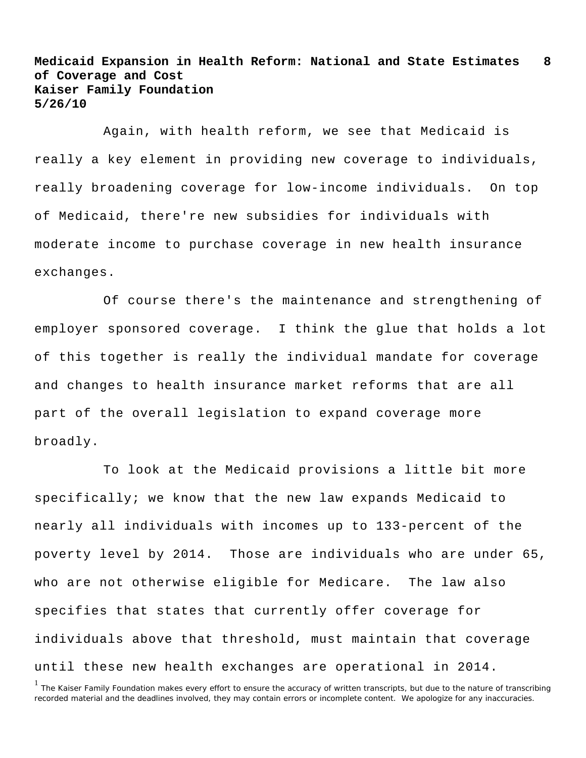Again, with health reform, we see that Medicaid is really a key element in providing new coverage to individuals, really broadening coverage for low-income individuals. On top of Medicaid, there're new subsidies for individuals with moderate income to purchase coverage in new health insurance exchanges.

Of course there's the maintenance and strengthening of employer sponsored coverage. I think the glue that holds a lot of this together is really the individual mandate for coverage and changes to health insurance market reforms that are all part of the overall legislation to expand coverage more broadly.

To look at the Medicaid provisions a little bit more specifically; we know that the new law expands Medicaid to nearly all individuals with incomes up to 133-percent of the poverty level by 2014. Those are individuals who are under 65, who are not otherwise eligible for Medicare. The law also specifies that states that currently offer coverage for individuals above that threshold, must maintain that coverage until these new health exchanges are operational in 2014.

[1] The Kaiser Family Foundation makes every effort to ensure the accuracy of written transcripts, but due to the nature of transcribing recorded material and the deadlines involved, they may contain errors or incomplete content. We apologize for any inaccuracies.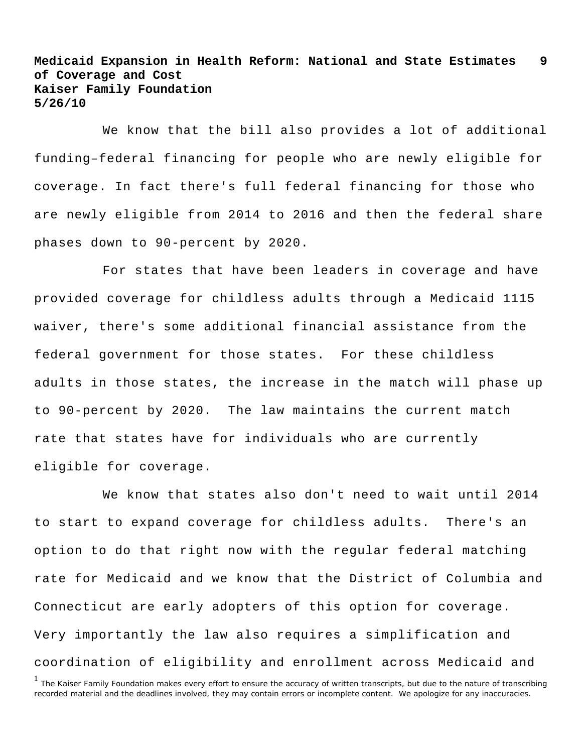We know that the bill also provides a lot of additional funding–federal financing for people who are newly eligible for coverage. In fact there's full federal financing for those who are newly eligible from 2014 to 2016 and then the federal share phases down to 90-percent by 2020.

For states that have been leaders in coverage and have provided coverage for childless adults through a Medicaid 1115 waiver, there's some additional financial assistance from the federal government for those states. For these childless adults in those states, the increase in the match will phase up to 90-percent by 2020. The law maintains the current match rate that states have for individuals who are currently eligible for coverage.

We know that states also don't need to wait until 2014 to start to expand coverage for childless adults. There's an option to do that right now with the regular federal matching rate for Medicaid and we know that the District of Columbia and Connecticut are early adopters of this option for coverage. Very importantly the law also requires a simplification and coordination of eligibility and enrollment across Medicaid and

[1] The Kaiser Family Foundation makes every effort to ensure the accuracy of written transcripts, but due to the nature of transcribing recorded material and the deadlines involved, they may contain errors or incomplete content. We apologize for any inaccuracies.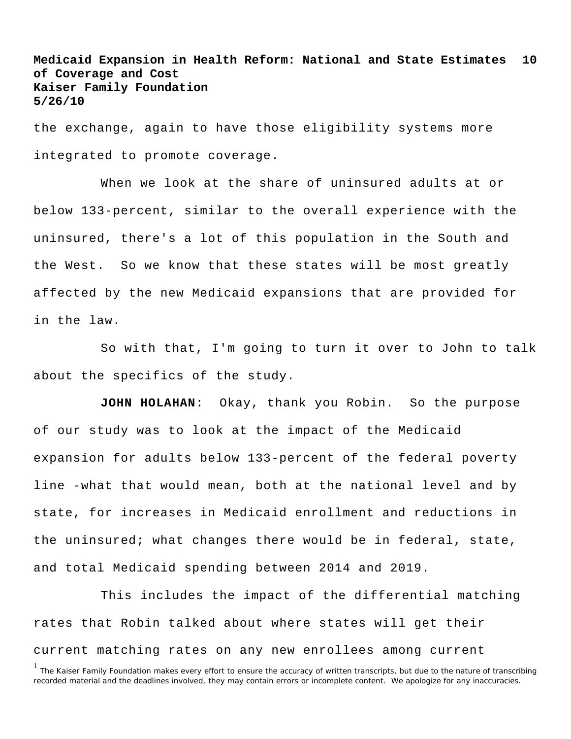the exchange, again to have those eligibility systems more integrated to promote coverage.

When we look at the share of uninsured adults at or below 133-percent, similar to the overall experience with the uninsured, there's a lot of this population in the South and the West. So we know that these states will be most greatly affected by the new Medicaid expansions that are provided for in the law.

So with that, I'm going to turn it over to John to talk about the specifics of the study.

**JOHN HOLAHAN**: Okay, thank you Robin. So the purpose of our study was to look at the impact of the Medicaid expansion for adults below 133-percent of the federal poverty line -what that would mean, both at the national level and by state, for increases in Medicaid enrollment and reductions in the uninsured; what changes there would be in federal, state, and total Medicaid spending between 2014 and 2019.

This includes the impact of the differential matching rates that Robin talked about where states will get their current matching rates on any new enrollees among current

[1] The Kaiser Family Foundation makes every effort to ensure the accuracy of written transcripts, but due to the nature of transcribing recorded material and the deadlines involved, they may contain errors or incomplete content. We apologize for any inaccuracies.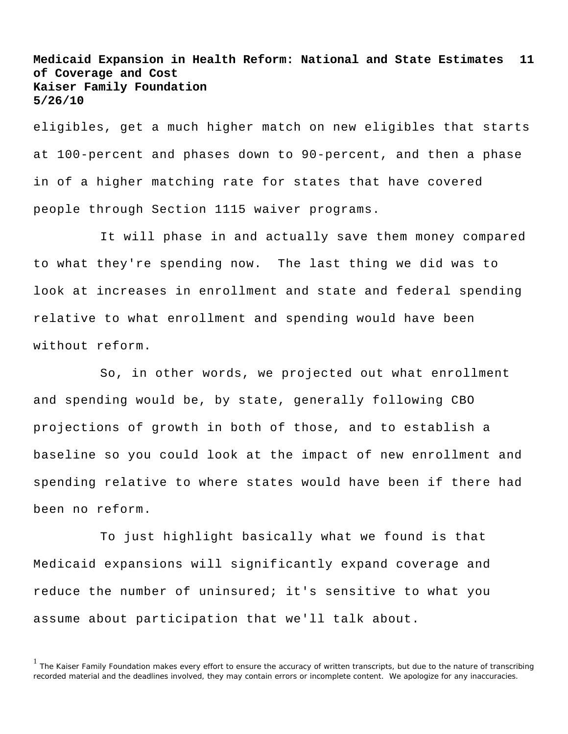eligibles, get a much higher match on new eligibles that starts at 100-percent and phases down to 90-percent, and then a phase in of a higher matching rate for states that have covered people through Section 1115 waiver programs.

It will phase in and actually save them money compared to what they're spending now. The last thing we did was to look at increases in enrollment and state and federal spending relative to what enrollment and spending would have been without reform.

So, in other words, we projected out what enrollment and spending would be, by state, generally following CBO projections of growth in both of those, and to establish a baseline so you could look at the impact of new enrollment and spending relative to where states would have been if there had been no reform.

To just highlight basically what we found is that Medicaid expansions will significantly expand coverage and reduce the number of uninsured; it's sensitive to what you assume about participation that we'll talk about.

[1] The Kaiser Family Foundation makes every effort to ensure the accuracy of written transcripts, but due to the nature of transcribing recorded material and the deadlines involved, they may contain errors or incomplete content. We apologize for any inaccuracies.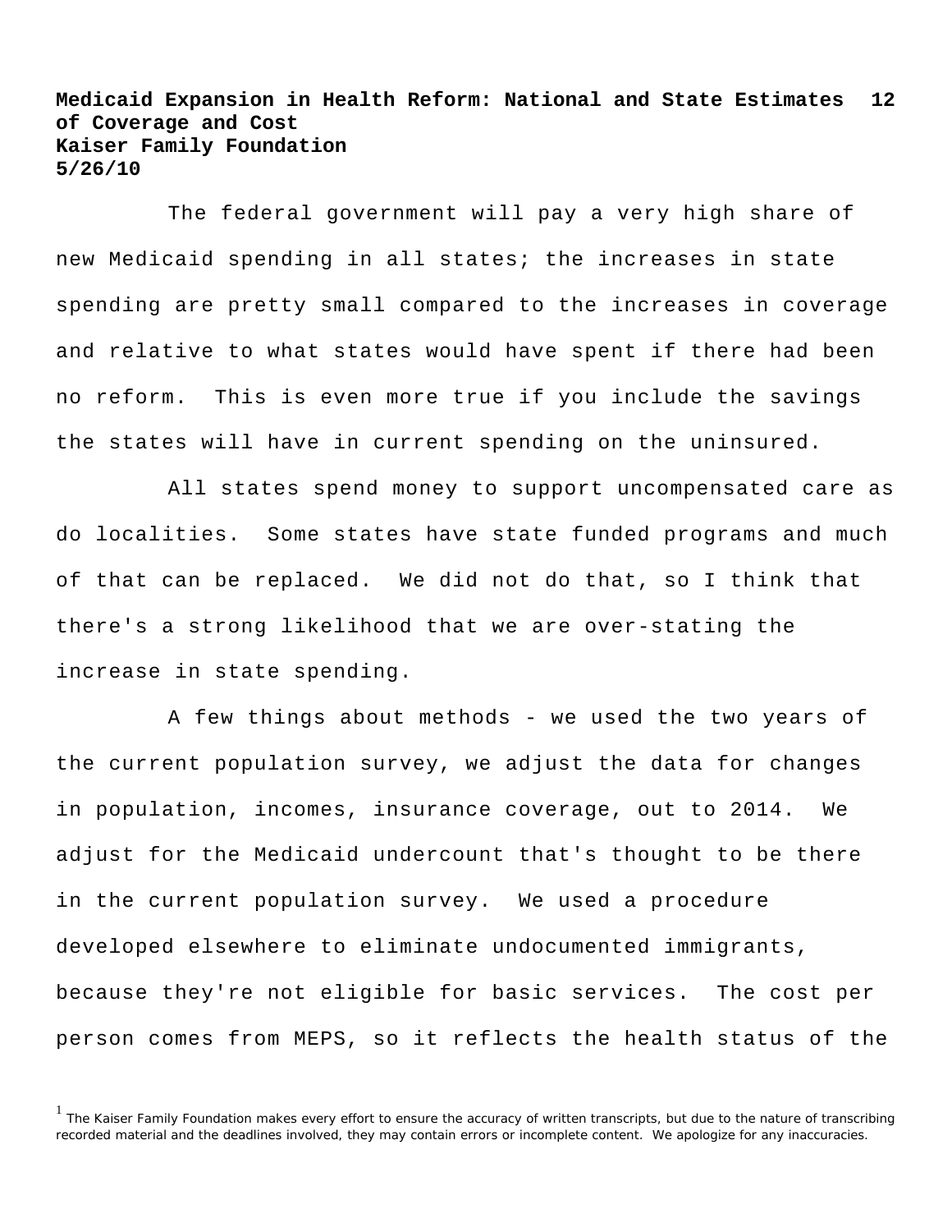The federal government will pay a very high share of new Medicaid spending in all states; the increases in state spending are pretty small compared to the increases in coverage and relative to what states would have spent if there had been no reform. This is even more true if you include the savings the states will have in current spending on the uninsured.

All states spend money to support uncompensated care as do localities. Some states have state funded programs and much of that can be replaced. We did not do that, so I think that there's a strong likelihood that we are over-stating the increase in state spending.

A few things about methods - we used the two years of the current population survey, we adjust the data for changes in population, incomes, insurance coverage, out to 2014. We adjust for the Medicaid undercount that's thought to be there in the current population survey. We used a procedure developed elsewhere to eliminate undocumented immigrants, because they're not eligible for basic services. The cost per person comes from MEPS, so it reflects the health status of the

[1] The Kaiser Family Foundation makes every effort to ensure the accuracy of written transcripts, but due to the nature of transcribing recorded material and the deadlines involved, they may contain errors or incomplete content. We apologize for any inaccuracies.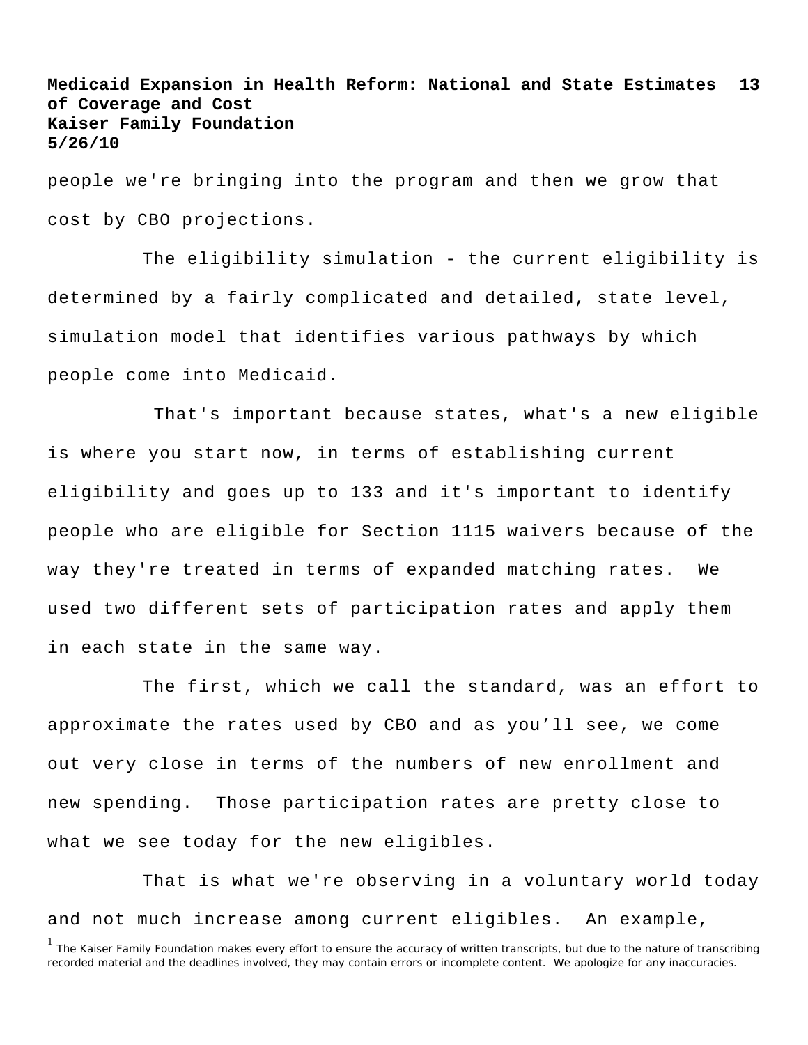people we're bringing into the program and then we grow that cost by CBO projections.

The eligibility simulation - the current eligibility is determined by a fairly complicated and detailed, state level, simulation model that identifies various pathways by which people come into Medicaid.

That's important because states, what's a new eligible is where you start now, in terms of establishing current eligibility and goes up to 133 and it's important to identify people who are eligible for Section 1115 waivers because of the way they're treated in terms of expanded matching rates. We used two different sets of participation rates and apply them in each state in the same way.

The first, which we call the standard, was an effort to approximate the rates used by CBO and as you'll see, we come out very close in terms of the numbers of new enrollment and new spending. Those participation rates are pretty close to what we see today for the new eligibles.

That is what we're observing in a voluntary world today and not much increase among current eligibles. An example,

[1] The Kaiser Family Foundation makes every effort to ensure the accuracy of written transcripts, but due to the nature of transcribing recorded material and the deadlines involved, they may contain errors or incomplete content. We apologize for any inaccuracies.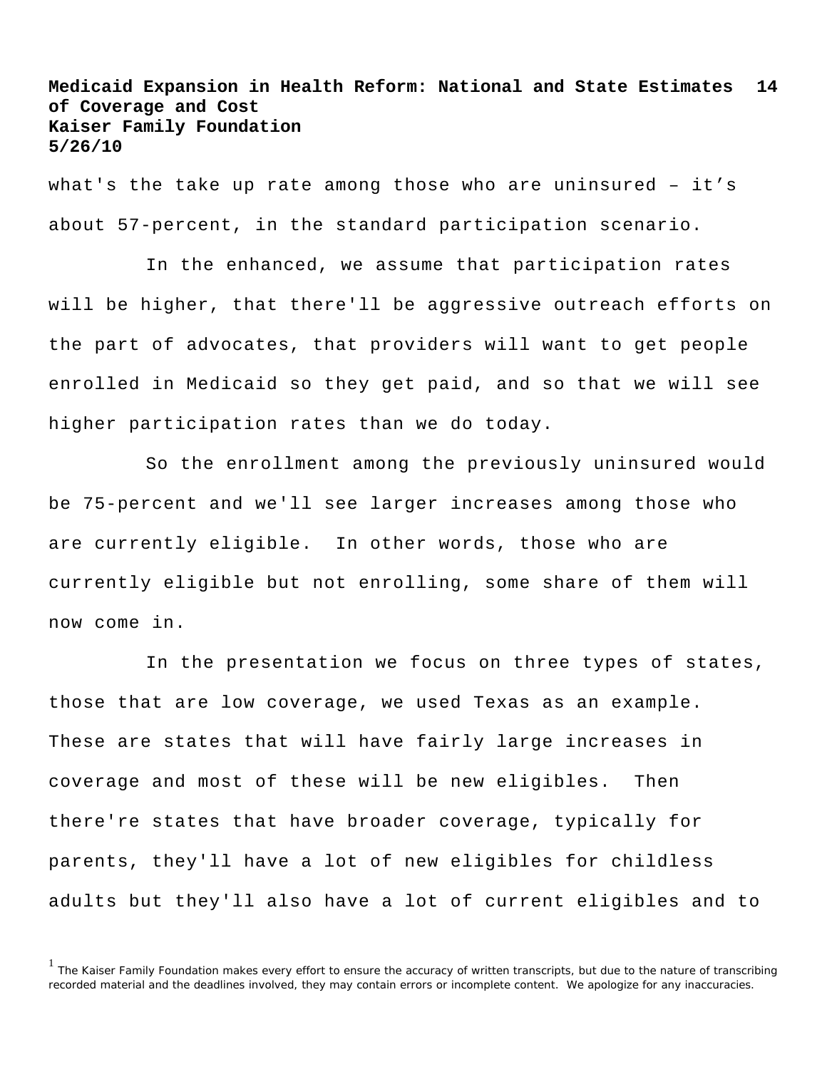what's the take up rate among those who are uninsured – it's about 57-percent, in the standard participation scenario.

In the enhanced, we assume that participation rates will be higher, that there'll be aggressive outreach efforts on the part of advocates, that providers will want to get people enrolled in Medicaid so they get paid, and so that we will see higher participation rates than we do today.

So the enrollment among the previously uninsured would be 75-percent and we'll see larger increases among those who are currently eligible. In other words, those who are currently eligible but not enrolling, some share of them will now come in.

In the presentation we focus on three types of states, those that are low coverage, we used Texas as an example. These are states that will have fairly large increases in coverage and most of these will be new eligibles. Then there're states that have broader coverage, typically for parents, they'll have a lot of new eligibles for childless adults but they'll also have a lot of current eligibles and to

[1] The Kaiser Family Foundation makes every effort to ensure the accuracy of written transcripts, but due to the nature of transcribing recorded material and the deadlines involved, they may contain errors or incomplete content. We apologize for any inaccuracies.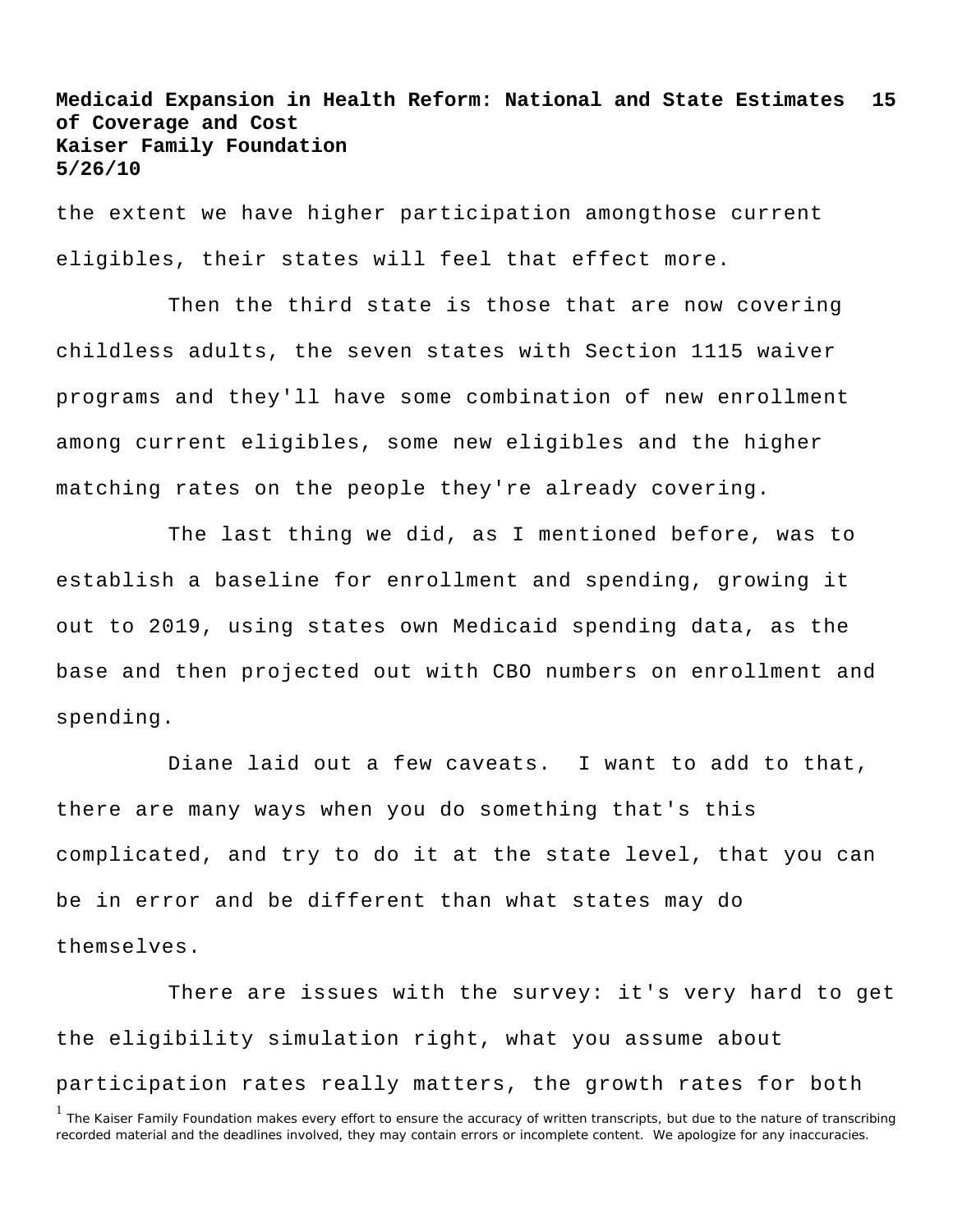the extent we have higher participation amongthose current eligibles, their states will feel that effect more.

Then the third state is those that are now covering childless adults, the seven states with Section 1115 waiver programs and they'll have some combination of new enrollment among current eligibles, some new eligibles and the higher matching rates on the people they're already covering.

The last thing we did, as I mentioned before, was to establish a baseline for enrollment and spending, growing it out to 2019, using states own Medicaid spending data, as the base and then projected out with CBO numbers on enrollment and spending.

Diane laid out a few caveats. I want to add to that, there are many ways when you do something that's this complicated, and try to do it at the state level, that you can be in error and be different than what states may do themselves.

There are issues with the survey: it's very hard to get the eligibility simulation right, what you assume about participation rates really matters, the growth rates for both

[1] The Kaiser Family Foundation makes every effort to ensure the accuracy of written transcripts, but due to the nature of transcribing recorded material and the deadlines involved, they may contain errors or incomplete content. We apologize for any inaccuracies.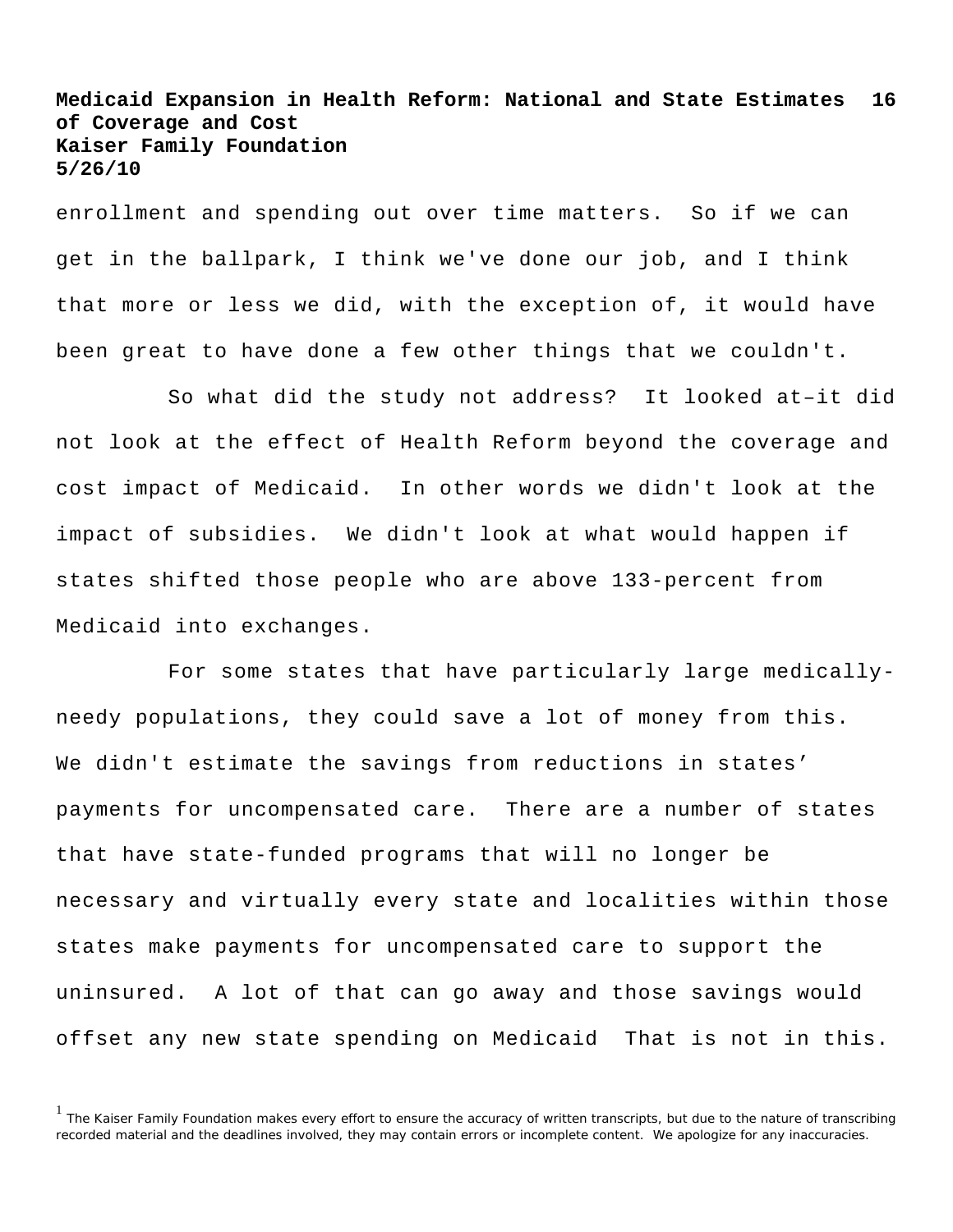enrollment and spending out over time matters. So if we can get in the ballpark, I think we've done our job, and I think that more or less we did, with the exception of, it would have been great to have done a few other things that we couldn't.

So what did the study not address? It looked at–it did not look at the effect of Health Reform beyond the coverage and cost impact of Medicaid. In other words we didn't look at the impact of subsidies. We didn't look at what would happen if states shifted those people who are above 133-percent from Medicaid into exchanges.

For some states that have particularly large medically-needy populations, they could save a lot of money from this. We didn't estimate the savings from reductions in states' payments for uncompensated care. There are a number of states that have state-funded programs that will no longer be necessary and virtually every state and localities within those states make payments for uncompensated care to support the uninsured. A lot of that can go away and those savings would offset any new state spending on Medicaid That is not in this.

[1] The Kaiser Family Foundation makes every effort to ensure the accuracy of written transcripts, but due to the nature of transcribing recorded material and the deadlines involved, they may contain errors or incomplete content. We apologize for any inaccuracies.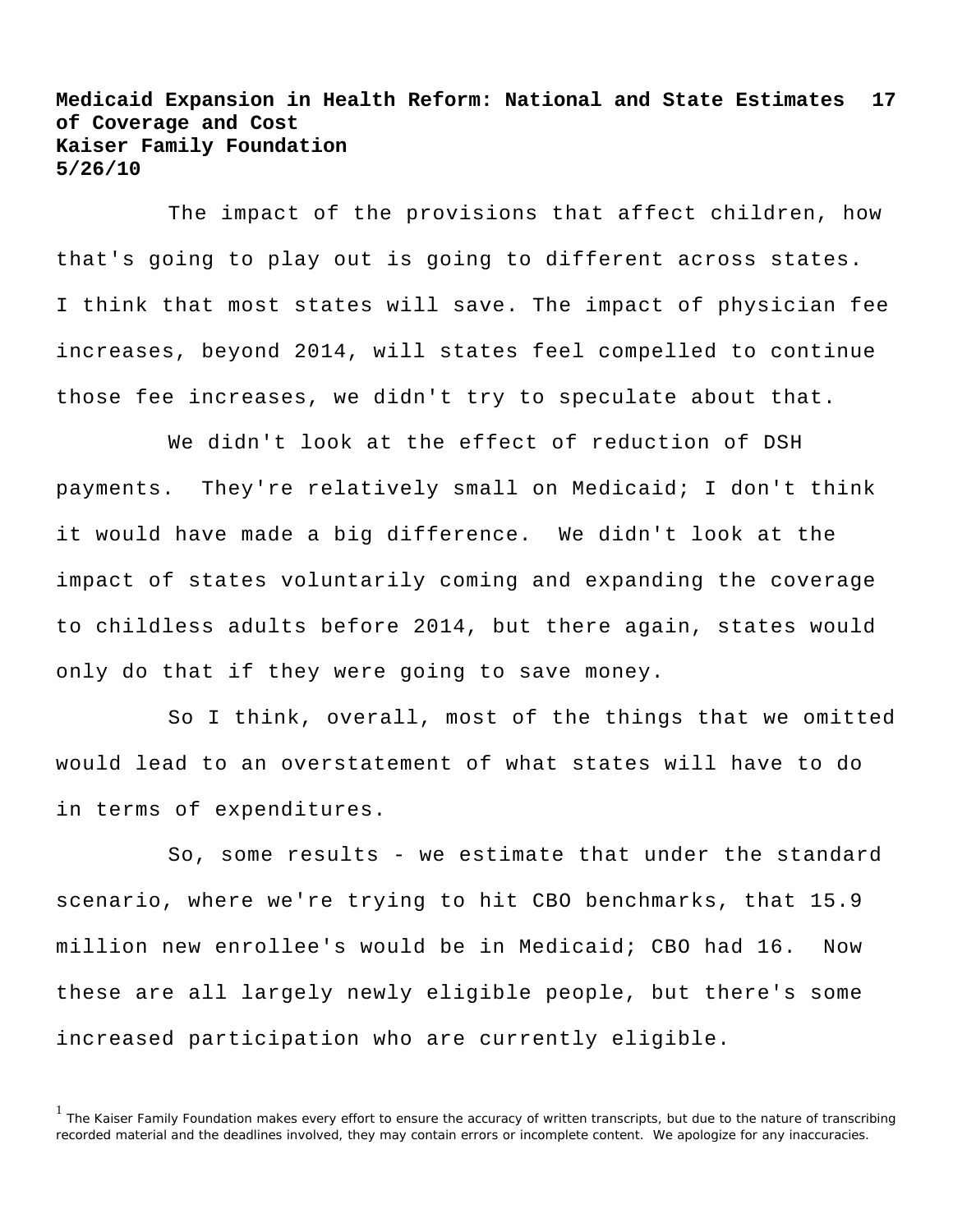The impact of the provisions that affect children, how that's going to play out is going to different across states. I think that most states will save. The impact of physician fee increases, beyond 2014, will states feel compelled to continue those fee increases, we didn't try to speculate about that.

We didn't look at the effect of reduction of DSH payments. They're relatively small on Medicaid; I don't think it would have made a big difference. We didn't look at the impact of states voluntarily coming and expanding the coverage to childless adults before 2014, but there again, states would only do that if they were going to save money.

So I think, overall, most of the things that we omitted would lead to an overstatement of what states will have to do in terms of expenditures.

So, some results - we estimate that under the standard scenario, where we're trying to hit CBO benchmarks, that 15.9 million new enrollee's would be in Medicaid; CBO had 16. Now these are all largely newly eligible people, but there's some increased participation who are currently eligible.

[1] The Kaiser Family Foundation makes every effort to ensure the accuracy of written transcripts, but due to the nature of transcribing recorded material and the deadlines involved, they may contain errors or incomplete content. We apologize for any inaccuracies.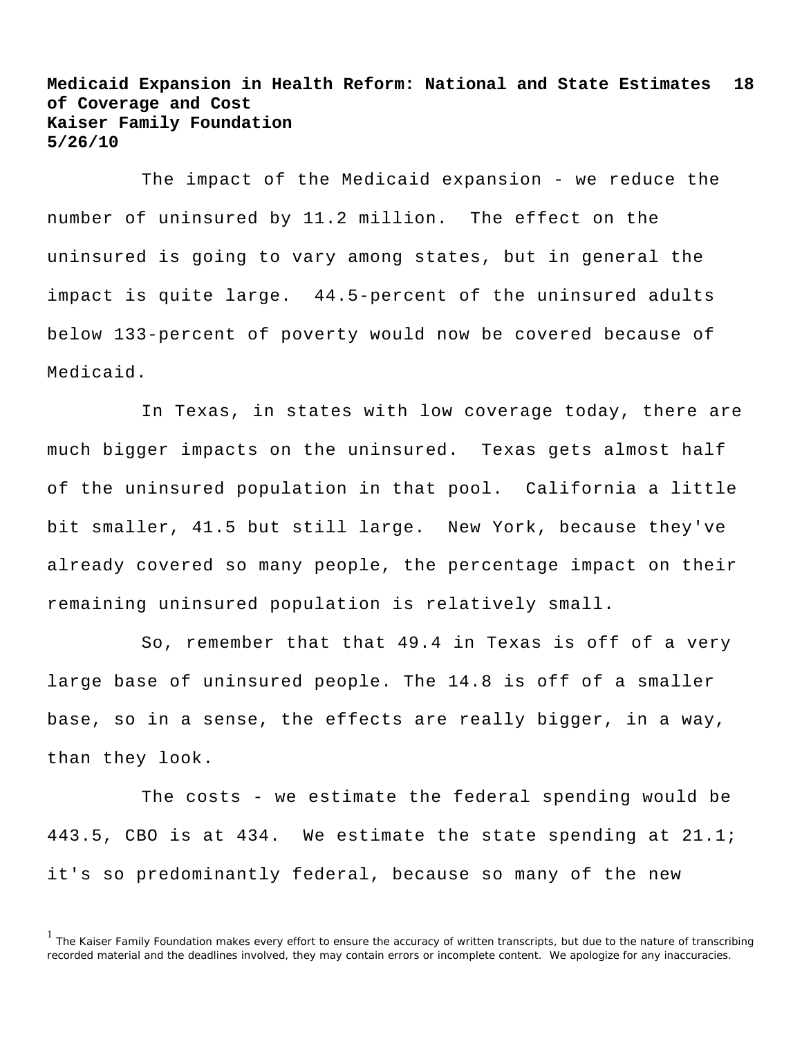The impact of the Medicaid expansion - we reduce the number of uninsured by 11.2 million. The effect on the uninsured is going to vary among states, but in general the impact is quite large. 44.5-percent of the uninsured adults below 133-percent of poverty would now be covered because of Medicaid.

In Texas, in states with low coverage today, there are much bigger impacts on the uninsured. Texas gets almost half of the uninsured population in that pool. California a little bit smaller, 41.5 but still large. New York, because they've already covered so many people, the percentage impact on their remaining uninsured population is relatively small.

So, remember that that 49.4 in Texas is off of a very large base of uninsured people. The 14.8 is off of a smaller base, so in a sense, the effects are really bigger, in a way, than they look.

The costs - we estimate the federal spending would be 443.5, CBO is at 434. We estimate the state spending at 21.1; it's so predominantly federal, because so many of the new

[1] The Kaiser Family Foundation makes every effort to ensure the accuracy of written transcripts, but due to the nature of transcribing recorded material and the deadlines involved, they may contain errors or incomplete content. We apologize for any inaccuracies.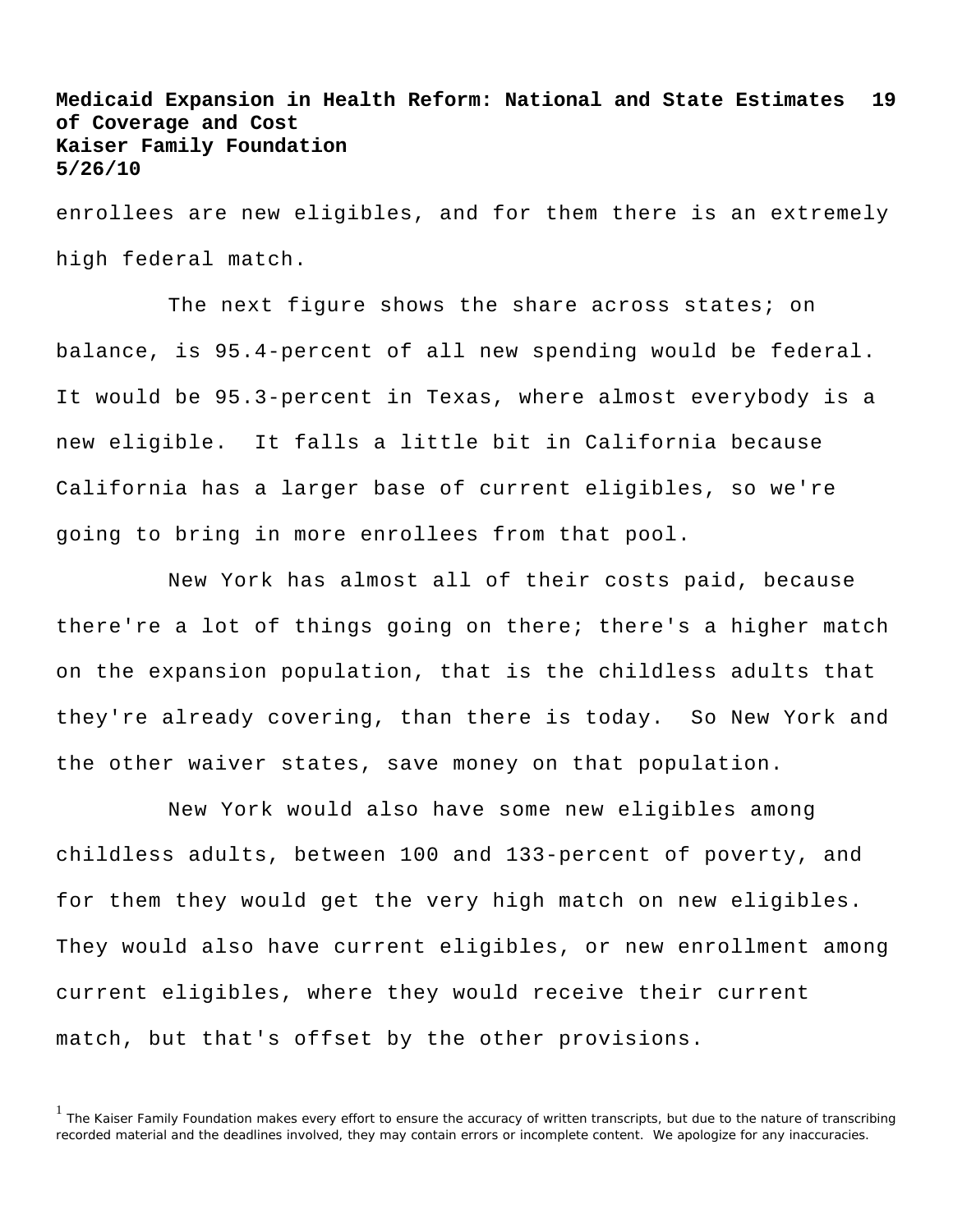enrollees are new eligibles, and for them there is an extremely high federal match.

The next figure shows the share across states; on balance, is 95.4-percent of all new spending would be federal. It would be 95.3-percent in Texas, where almost everybody is a new eligible. It falls a little bit in California because California has a larger base of current eligibles, so we're going to bring in more enrollees from that pool.

New York has almost all of their costs paid, because there're a lot of things going on there; there's a higher match on the expansion population, that is the childless adults that they're already covering, than there is today. So New York and the other waiver states, save money on that population.

New York would also have some new eligibles among childless adults, between 100 and 133-percent of poverty, and for them they would get the very high match on new eligibles. They would also have current eligibles, or new enrollment among current eligibles, where they would receive their current match, but that's offset by the other provisions.

[1] The Kaiser Family Foundation makes every effort to ensure the accuracy of written transcripts, but due to the nature of transcribing recorded material and the deadlines involved, they may contain errors or incomplete content. We apologize for any inaccuracies.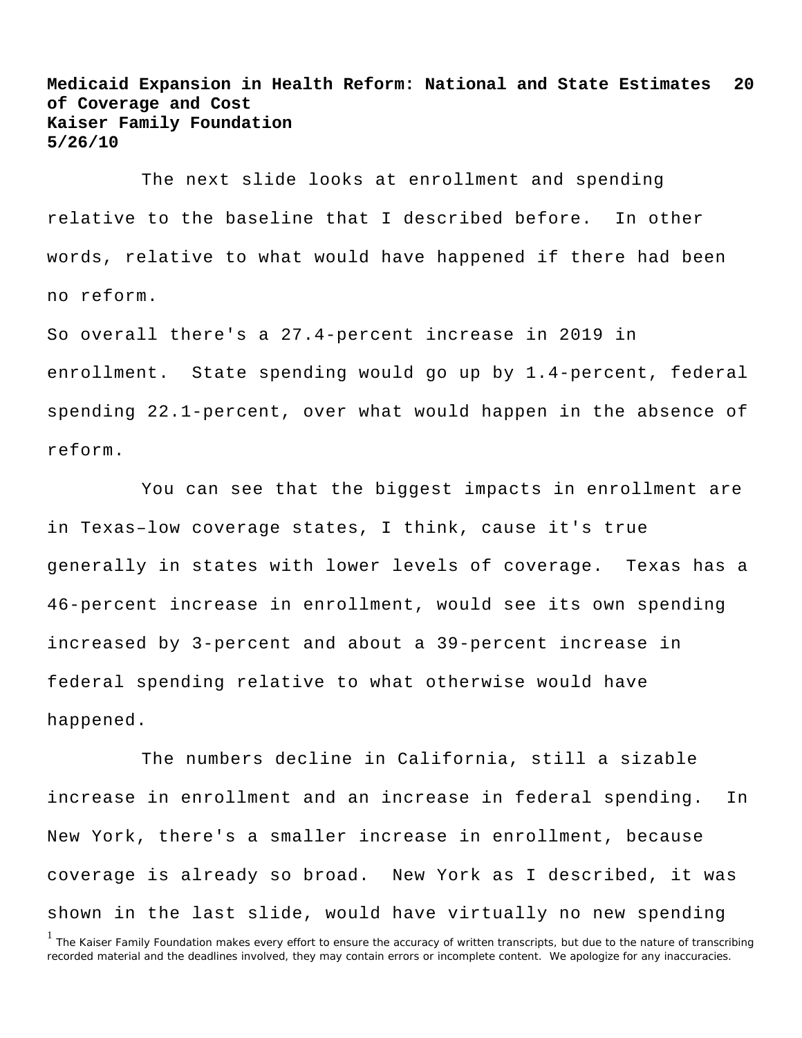The next slide looks at enrollment and spending relative to the baseline that I described before. In other words, relative to what would have happened if there had been no reform.

So overall there's a 27.4-percent increase in 2019 in enrollment. State spending would go up by 1.4-percent, federal spending 22.1-percent, over what would happen in the absence of reform.

You can see that the biggest impacts in enrollment are in Texas–low coverage states, I think, cause it's true generally in states with lower levels of coverage. Texas has a 46-percent increase in enrollment, would see its own spending increased by 3-percent and about a 39-percent increase in federal spending relative to what otherwise would have happened.

The numbers decline in California, still a sizable increase in enrollment and an increase in federal spending. In New York, there's a smaller increase in enrollment, because coverage is already so broad. New York as I described, it was shown in the last slide, would have virtually no new spending

[1] The Kaiser Family Foundation makes every effort to ensure the accuracy of written transcripts, but due to the nature of transcribing recorded material and the deadlines involved, they may contain errors or incomplete content. We apologize for any inaccuracies.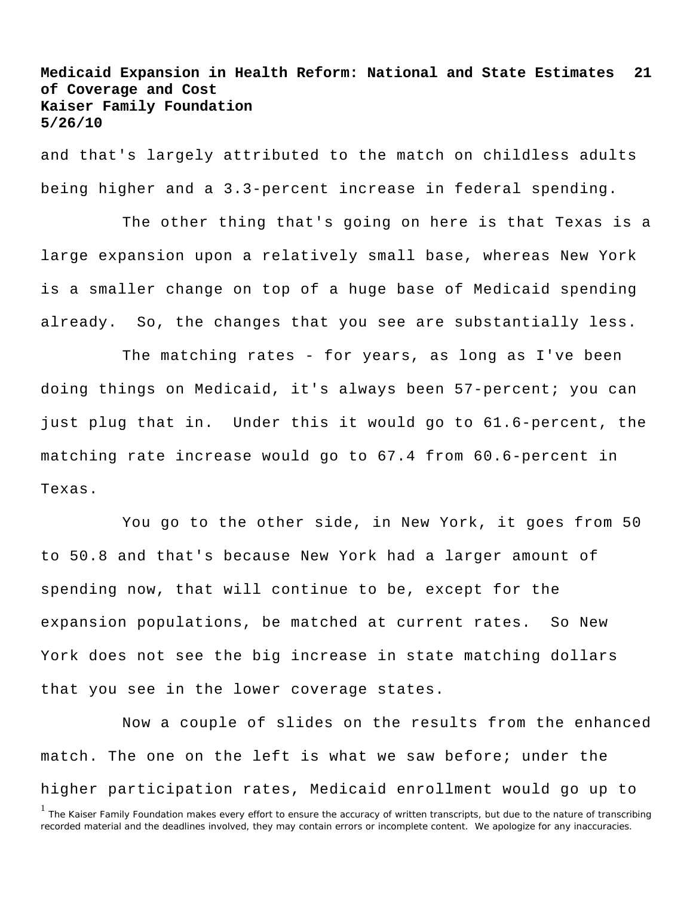and that's largely attributed to the match on childless adults being higher and a 3.3-percent increase in federal spending.

The other thing that's going on here is that Texas is a large expansion upon a relatively small base, whereas New York is a smaller change on top of a huge base of Medicaid spending already. So, the changes that you see are substantially less.

The matching rates - for years, as long as I've been doing things on Medicaid, it's always been 57-percent; you can just plug that in. Under this it would go to 61.6-percent, the matching rate increase would go to 67.4 from 60.6-percent in Texas.

You go to the other side, in New York, it goes from 50 to 50.8 and that's because New York had a larger amount of spending now, that will continue to be, except for the expansion populations, be matched at current rates. So New York does not see the big increase in state matching dollars that you see in the lower coverage states.

Now a couple of slides on the results from the enhanced match. The one on the left is what we saw before; under the higher participation rates, Medicaid enrollment would go up to

[1] The Kaiser Family Foundation makes every effort to ensure the accuracy of written transcripts, but due to the nature of transcribing recorded material and the deadlines involved, they may contain errors or incomplete content. We apologize for any inaccuracies.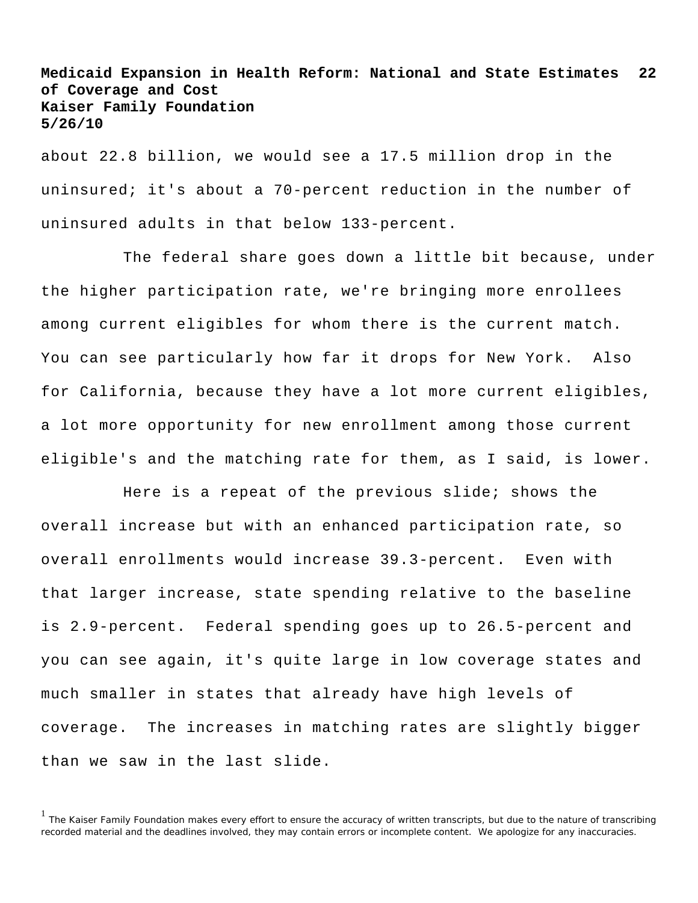about 22.8 billion, we would see a 17.5 million drop in the uninsured; it's about a 70-percent reduction in the number of uninsured adults in that below 133-percent.

The federal share goes down a little bit because, under the higher participation rate, we're bringing more enrollees among current eligibles for whom there is the current match. You can see particularly how far it drops for New York. Also for California, because they have a lot more current eligibles, a lot more opportunity for new enrollment among those current eligible's and the matching rate for them, as I said, is lower.

Here is a repeat of the previous slide; shows the overall increase but with an enhanced participation rate, so overall enrollments would increase 39.3-percent. Even with that larger increase, state spending relative to the baseline is 2.9-percent. Federal spending goes up to 26.5-percent and you can see again, it's quite large in low coverage states and much smaller in states that already have high levels of coverage. The increases in matching rates are slightly bigger than we saw in the last slide.

[1] The Kaiser Family Foundation makes every effort to ensure the accuracy of written transcripts, but due to the nature of transcribing recorded material and the deadlines involved, they may contain errors or incomplete content. We apologize for any inaccuracies.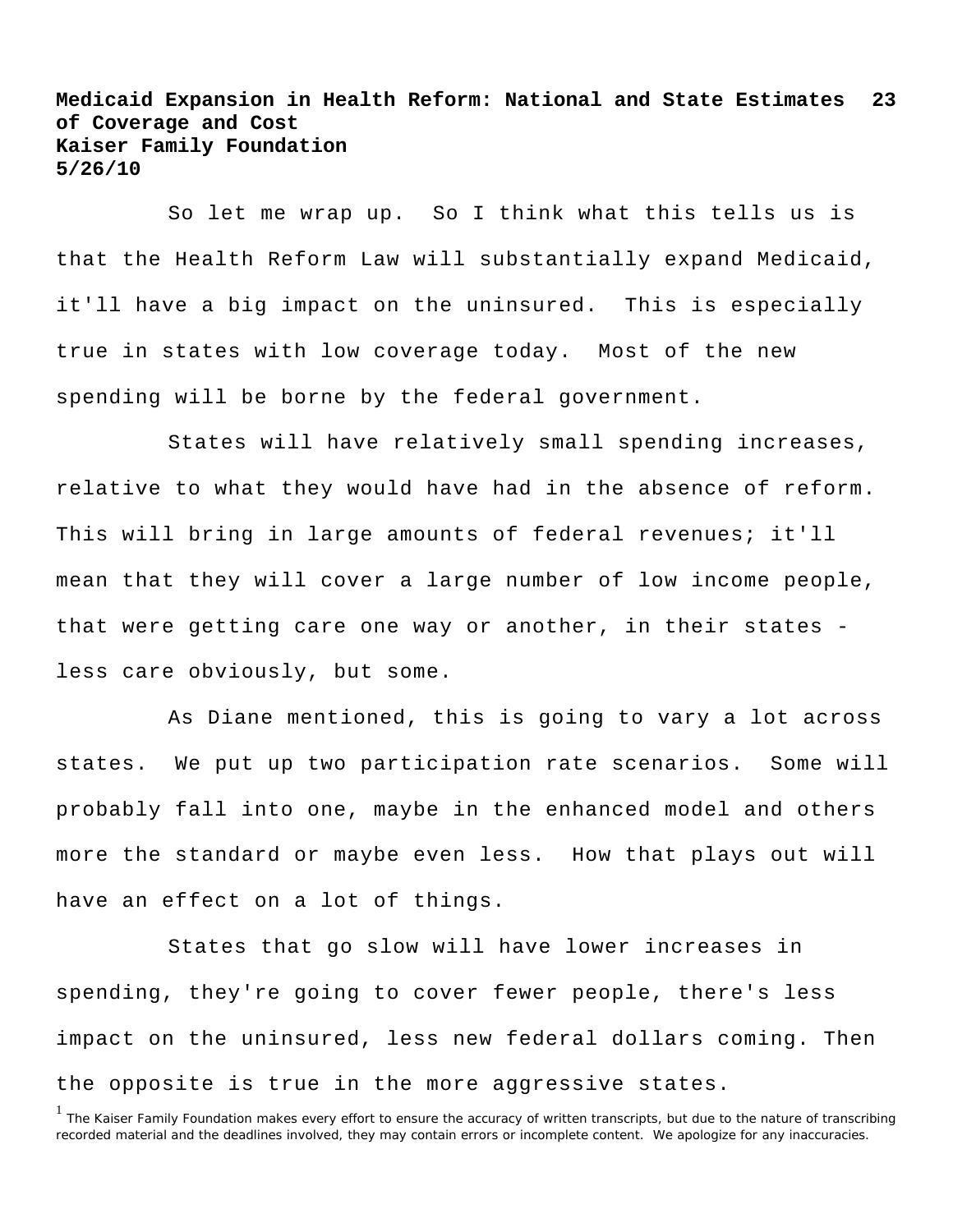So let me wrap up. So I think what this tells us is that the Health Reform Law will substantially expand Medicaid, it'll have a big impact on the uninsured. This is especially true in states with low coverage today. Most of the new spending will be borne by the federal government.

States will have relatively small spending increases, relative to what they would have had in the absence of reform. This will bring in large amounts of federal revenues; it'll mean that they will cover a large number of low income people, that were getting care one way or another, in their states - less care obviously, but some.

As Diane mentioned, this is going to vary a lot across states. We put up two participation rate scenarios. Some will probably fall into one, maybe in the enhanced model and others more the standard or maybe even less. How that plays out will have an effect on a lot of things.

States that go slow will have lower increases in spending, they're going to cover fewer people, there's less impact on the uninsured, less new federal dollars coming. Then the opposite is true in the more aggressive states.

[1] The Kaiser Family Foundation makes every effort to ensure the accuracy of written transcripts, but due to the nature of transcribing recorded material and the deadlines involved, they may contain errors or incomplete content. We apologize for any inaccuracies.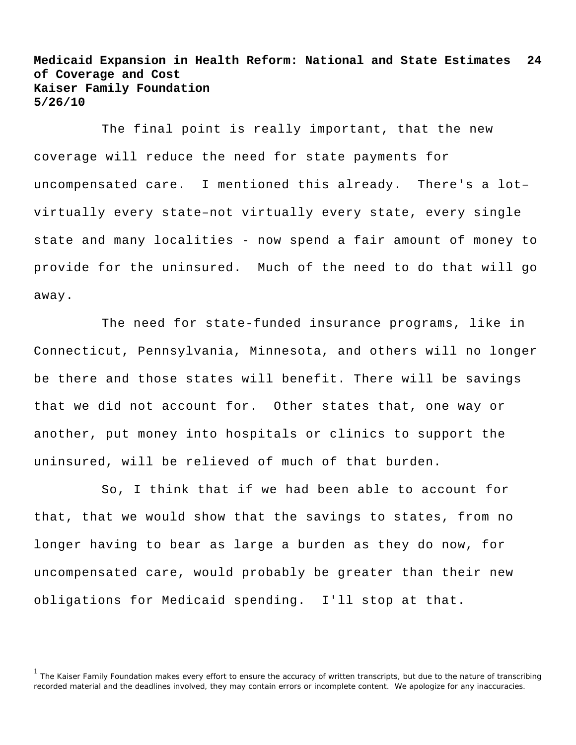The final point is really important, that the new coverage will reduce the need for state payments for uncompensated care. I mentioned this already. There's a lot–virtually every state–not virtually every state, every single state and many localities - now spend a fair amount of money to provide for the uninsured. Much of the need to do that will go away.

The need for state-funded insurance programs, like in Connecticut, Pennsylvania, Minnesota, and others will no longer be there and those states will benefit. There will be savings that we did not account for. Other states that, one way or another, put money into hospitals or clinics to support the uninsured, will be relieved of much of that burden.

So, I think that if we had been able to account for that, that we would show that the savings to states, from no longer having to bear as large a burden as they do now, for uncompensated care, would probably be greater than their new obligations for Medicaid spending. I'll stop at that.

[1] The Kaiser Family Foundation makes every effort to ensure the accuracy of written transcripts, but due to the nature of transcribing recorded material and the deadlines involved, they may contain errors or incomplete content. We apologize for any inaccuracies.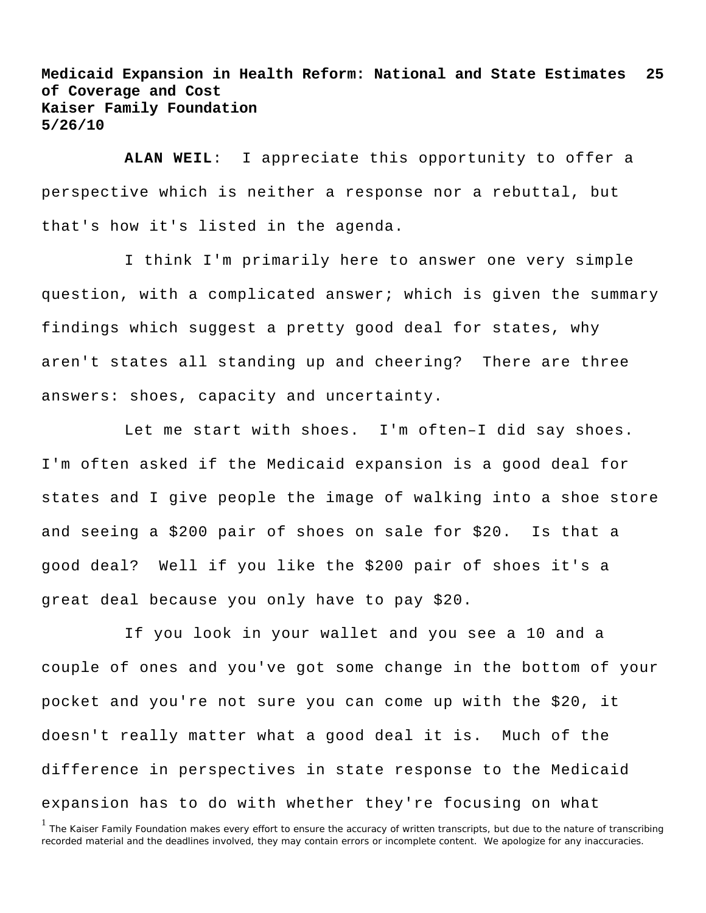**ALAN WEIL**: I appreciate this opportunity to offer a perspective which is neither a response nor a rebuttal, but that's how it's listed in the agenda.

I think I'm primarily here to answer one very simple question, with a complicated answer; which is given the summary findings which suggest a pretty good deal for states, why aren't states all standing up and cheering? There are three answers: shoes, capacity and uncertainty.

Let me start with shoes. I'm often–I did say shoes. I'm often asked if the Medicaid expansion is a good deal for states and I give people the image of walking into a shoe store and seeing a $200 pair of shoes on sale for $20. Is that a good deal? Well if you like the $200 pair of shoes it's a great deal because you only have to pay $20.

If you look in your wallet and you see a 10 and a couple of ones and you've got some change in the bottom of your pocket and you're not sure you can come up with the $20, it doesn't really matter what a good deal it is. Much of the difference in perspectives in state response to the Medicaid expansion has to do with whether they're focusing on what

[1] The Kaiser Family Foundation makes every effort to ensure the accuracy of written transcripts, but due to the nature of transcribing recorded material and the deadlines involved, they may contain errors or incomplete content. We apologize for any inaccuracies.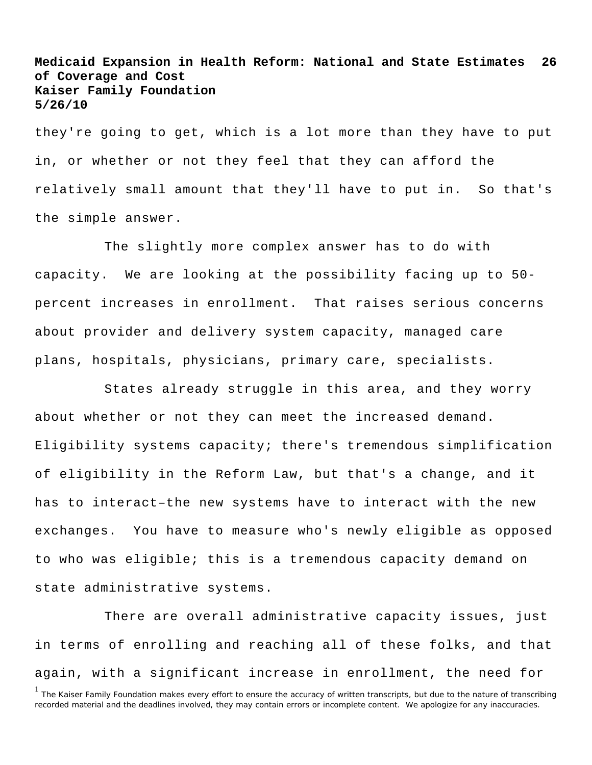they're going to get, which is a lot more than they have to put in, or whether or not they feel that they can afford the relatively small amount that they'll have to put in. So that's the simple answer.

The slightly more complex answer has to do with capacity. We are looking at the possibility facing up to 50-percent increases in enrollment. That raises serious concerns about provider and delivery system capacity, managed care plans, hospitals, physicians, primary care, specialists.

States already struggle in this area, and they worry about whether or not they can meet the increased demand. Eligibility systems capacity; there's tremendous simplification of eligibility in the Reform Law, but that's a change, and it has to interact–the new systems have to interact with the new exchanges. You have to measure who's newly eligible as opposed to who was eligible; this is a tremendous capacity demand on state administrative systems.

There are overall administrative capacity issues, just in terms of enrolling and reaching all of these folks, and that again, with a significant increase in enrollment, the need for

[1] The Kaiser Family Foundation makes every effort to ensure the accuracy of written transcripts, but due to the nature of transcribing recorded material and the deadlines involved, they may contain errors or incomplete content. We apologize for any inaccuracies.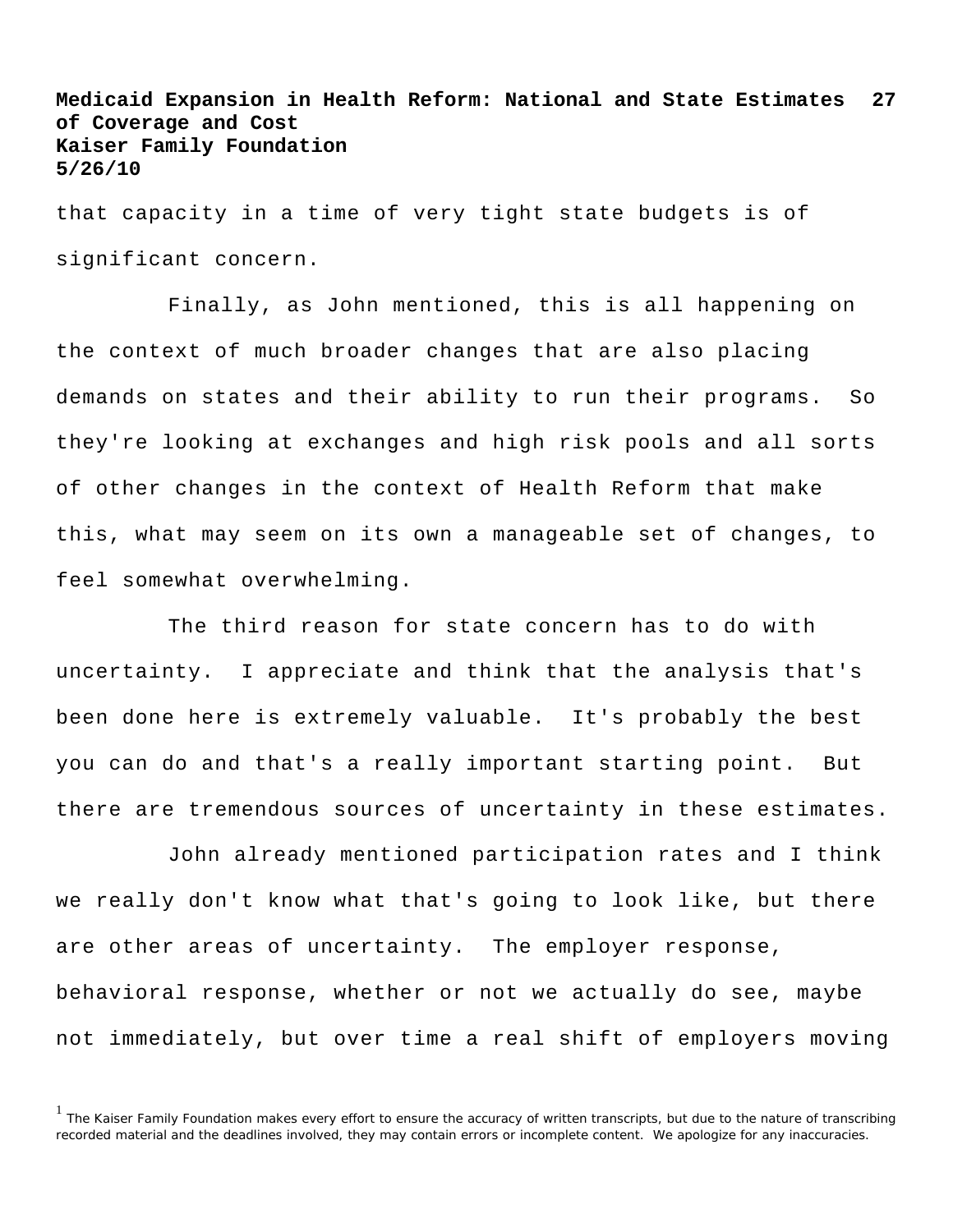that capacity in a time of very tight state budgets is of significant concern.

Finally, as John mentioned, this is all happening on the context of much broader changes that are also placing demands on states and their ability to run their programs. So they're looking at exchanges and high risk pools and all sorts of other changes in the context of Health Reform that make this, what may seem on its own a manageable set of changes, to feel somewhat overwhelming.

The third reason for state concern has to do with uncertainty. I appreciate and think that the analysis that's been done here is extremely valuable. It's probably the best you can do and that's a really important starting point. But there are tremendous sources of uncertainty in these estimates.

John already mentioned participation rates and I think we really don't know what that's going to look like, but there are other areas of uncertainty. The employer response, behavioral response, whether or not we actually do see, maybe not immediately, but over time a real shift of employers moving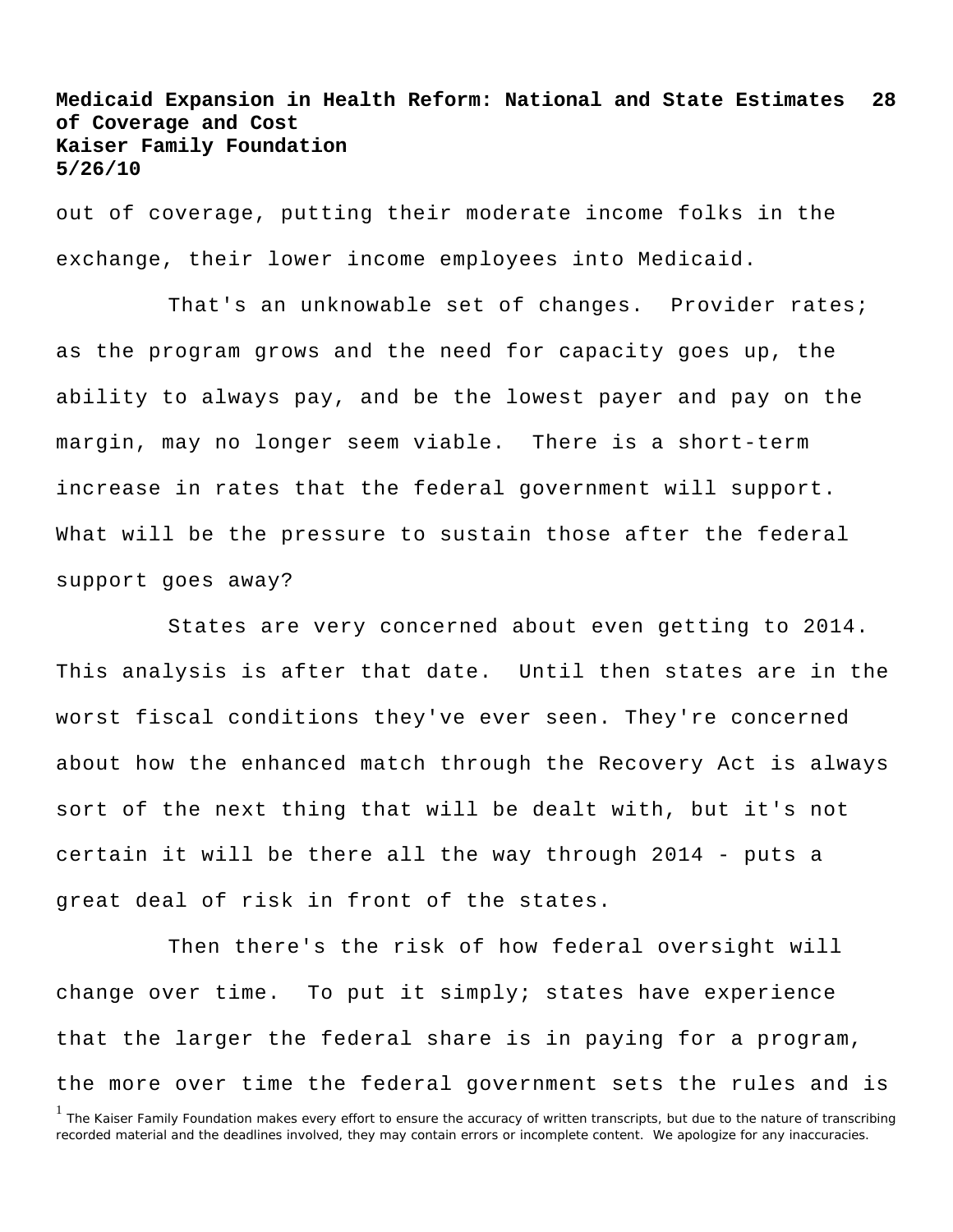out of coverage, putting their moderate income folks in the exchange, their lower income employees into Medicaid.

That's an unknowable set of changes. Provider rates; as the program grows and the need for capacity goes up, the ability to always pay, and be the lowest payer and pay on the margin, may no longer seem viable. There is a short-term increase in rates that the federal government will support. What will be the pressure to sustain those after the federal support goes away?

States are very concerned about even getting to 2014. This analysis is after that date. Until then states are in the worst fiscal conditions they've ever seen. They're concerned about how the enhanced match through the Recovery Act is always sort of the next thing that will be dealt with, but it's not certain it will be there all the way through 2014 - puts a great deal of risk in front of the states.

Then there's the risk of how federal oversight will change over time. To put it simply; states have experience that the larger the federal share is in paying for a program, the more over time the federal government sets the rules and is

[1] The Kaiser Family Foundation makes every effort to ensure the accuracy of written transcripts, but due to the nature of transcribing recorded material and the deadlines involved, they may contain errors or incomplete content. We apologize for any inaccuracies.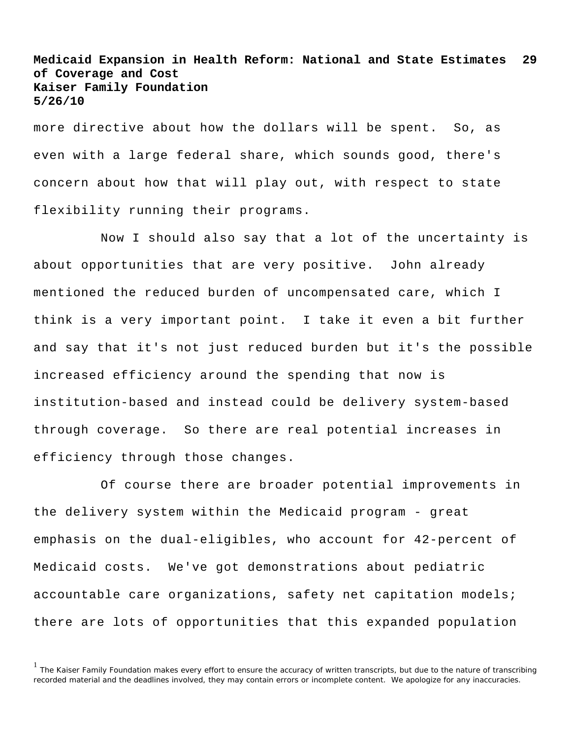more directive about how the dollars will be spent. So, as even with a large federal share, which sounds good, there's concern about how that will play out, with respect to state flexibility running their programs.

Now I should also say that a lot of the uncertainty is about opportunities that are very positive. John already mentioned the reduced burden of uncompensated care, which I think is a very important point. I take it even a bit further and say that it's not just reduced burden but it's the possible increased efficiency around the spending that now is institution-based and instead could be delivery system-based through coverage. So there are real potential increases in efficiency through those changes.

Of course there are broader potential improvements in the delivery system within the Medicaid program - great emphasis on the dual-eligibles, who account for 42-percent of Medicaid costs. We've got demonstrations about pediatric accountable care organizations, safety net capitation models; there are lots of opportunities that this expanded population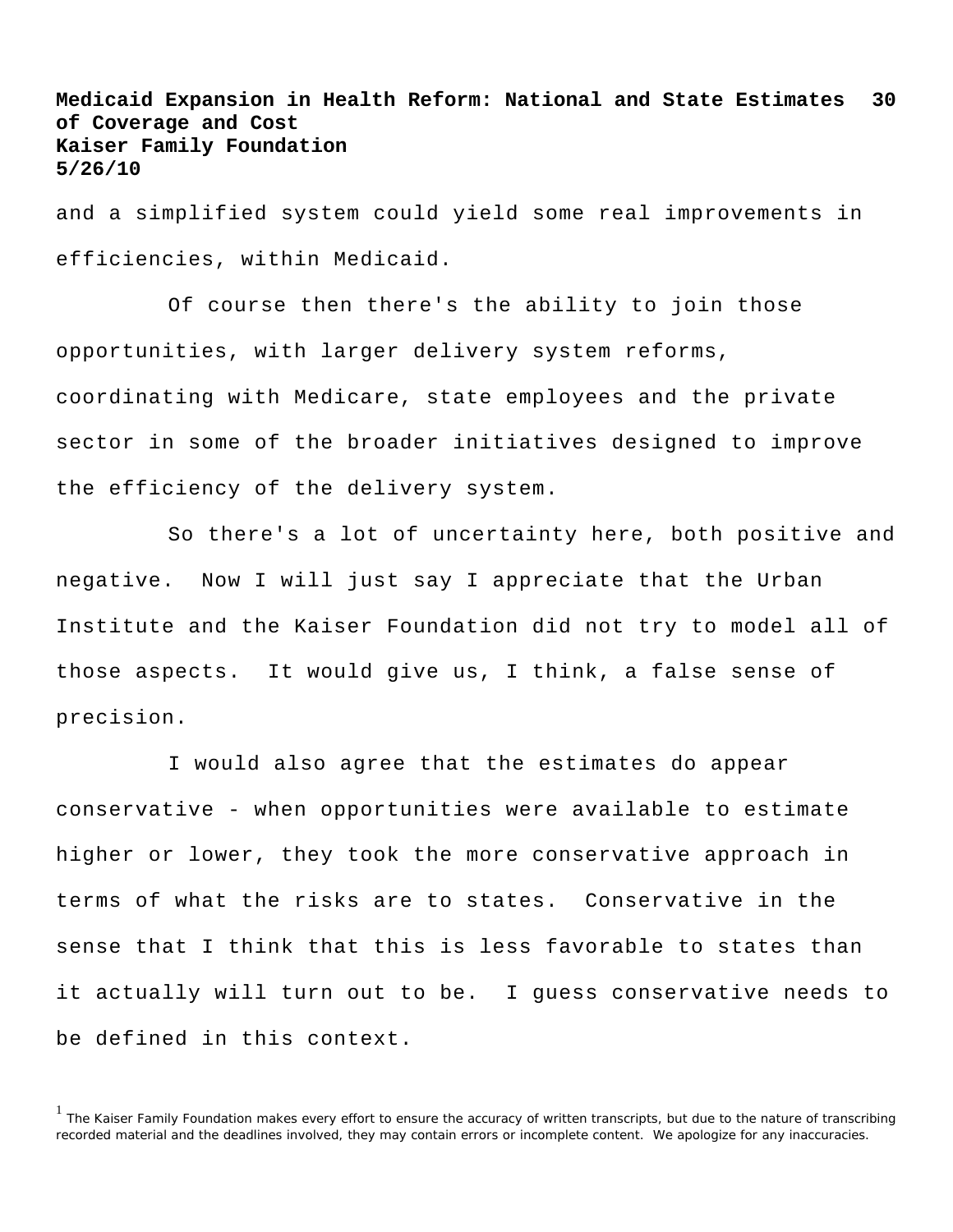and a simplified system could yield some real improvements in efficiencies, within Medicaid.

Of course then there's the ability to join those opportunities, with larger delivery system reforms, coordinating with Medicare, state employees and the private sector in some of the broader initiatives designed to improve the efficiency of the delivery system.

So there's a lot of uncertainty here, both positive and negative. Now I will just say I appreciate that the Urban Institute and the Kaiser Foundation did not try to model all of those aspects. It would give us, I think, a false sense of precision.

I would also agree that the estimates do appear conservative - when opportunities were available to estimate higher or lower, they took the more conservative approach in terms of what the risks are to states. Conservative in the sense that I think that this is less favorable to states than it actually will turn out to be. I guess conservative needs to be defined in this context.

[1] The Kaiser Family Foundation makes every effort to ensure the accuracy of written transcripts, but due to the nature of transcribing recorded material and the deadlines involved, they may contain errors or incomplete content. We apologize for any inaccuracies.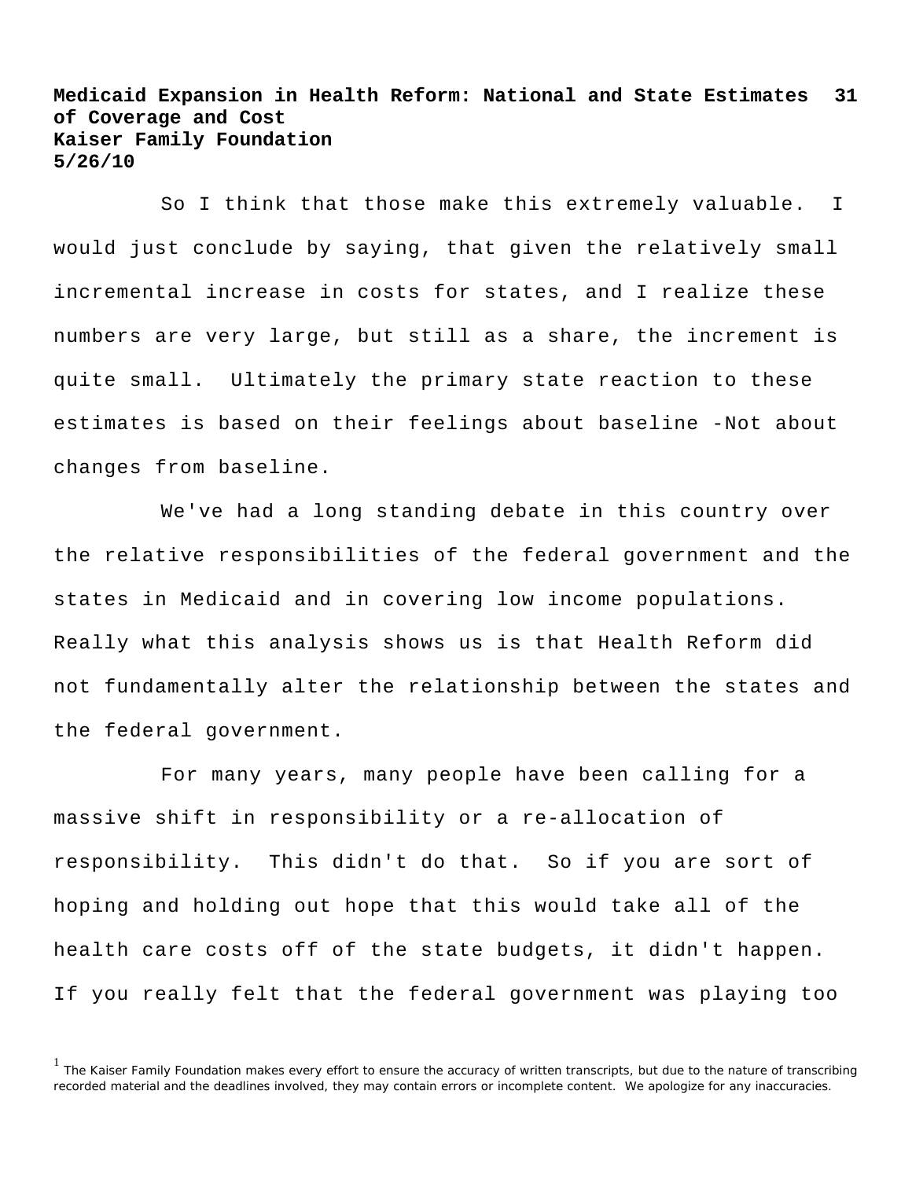So I think that those make this extremely valuable. I would just conclude by saying, that given the relatively small incremental increase in costs for states, and I realize these numbers are very large, but still as a share, the increment is quite small. Ultimately the primary state reaction to these estimates is based on their feelings about baseline -Not about changes from baseline.

We've had a long standing debate in this country over the relative responsibilities of the federal government and the states in Medicaid and in covering low income populations. Really what this analysis shows us is that Health Reform did not fundamentally alter the relationship between the states and the federal government.

For many years, many people have been calling for a massive shift in responsibility or a re-allocation of responsibility. This didn't do that. So if you are sort of hoping and holding out hope that this would take all of the health care costs off of the state budgets, it didn't happen. If you really felt that the federal government was playing too

[1] The Kaiser Family Foundation makes every effort to ensure the accuracy of written transcripts, but due to the nature of transcribing recorded material and the deadlines involved, they may contain errors or incomplete content. We apologize for any inaccuracies.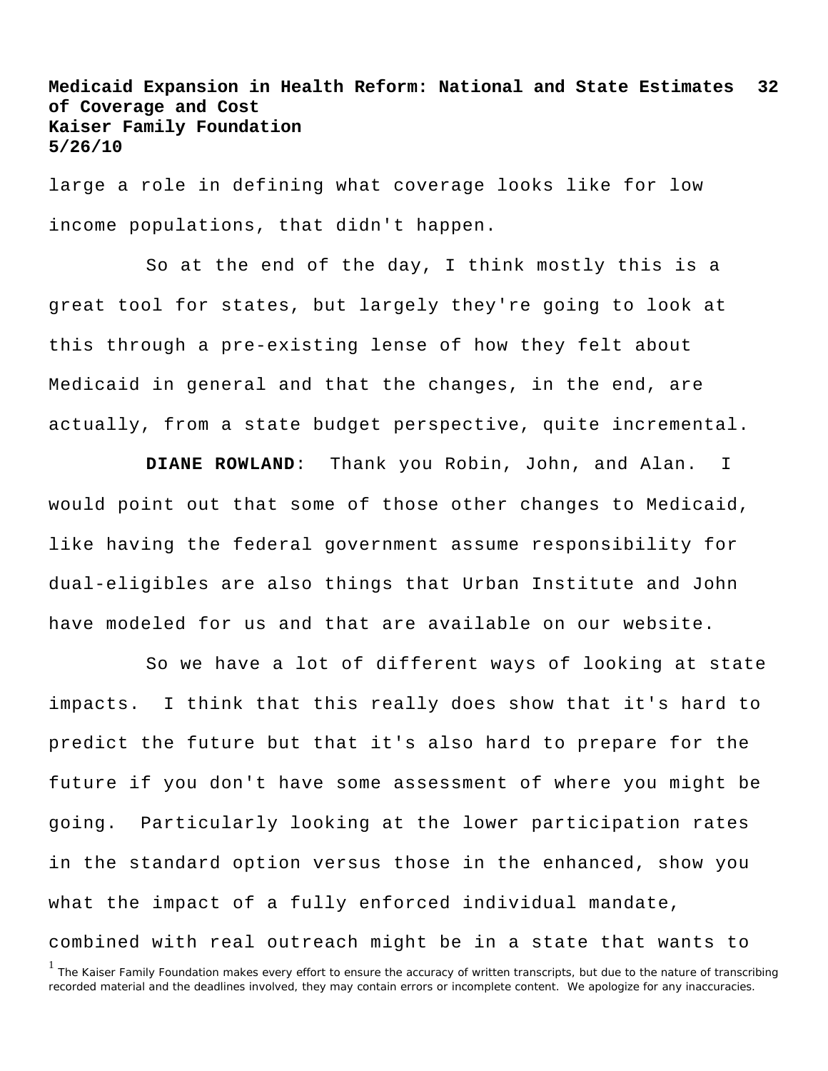large a role in defining what coverage looks like for low income populations, that didn't happen.

So at the end of the day, I think mostly this is a great tool for states, but largely they're going to look at this through a pre-existing lense of how they felt about Medicaid in general and that the changes, in the end, are actually, from a state budget perspective, quite incremental.

**DIANE ROWLAND**: Thank you Robin, John, and Alan. I would point out that some of those other changes to Medicaid, like having the federal government assume responsibility for dual-eligibles are also things that Urban Institute and John have modeled for us and that are available on our website.

So we have a lot of different ways of looking at state impacts. I think that this really does show that it's hard to predict the future but that it's also hard to prepare for the future if you don't have some assessment of where you might be going. Particularly looking at the lower participation rates in the standard option versus those in the enhanced, show you what the impact of a fully enforced individual mandate, combined with real outreach might be in a state that wants to

[1] The Kaiser Family Foundation makes every effort to ensure the accuracy of written transcripts, but due to the nature of transcribing recorded material and the deadlines involved, they may contain errors or incomplete content. We apologize for any inaccuracies.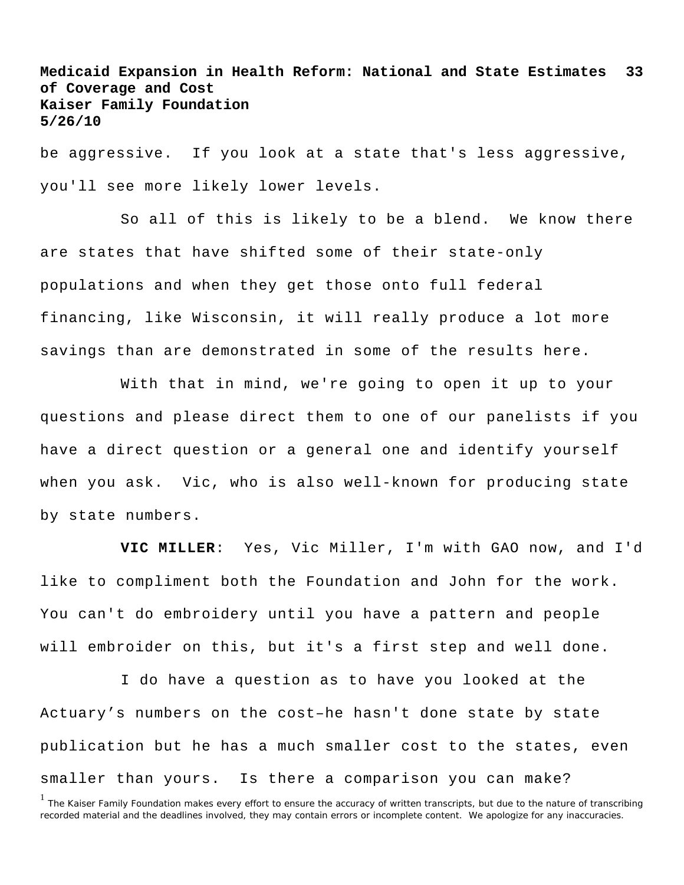be aggressive.  If you look at a state that's less aggressive, you'll see more likely lower levels.

So all of this is likely to be a blend.  We know there are states that have shifted some of their state-only populations and when they get those onto full federal financing, like Wisconsin, it will really produce a lot more savings than are demonstrated in some of the results here.

With that in mind, we're going to open it up to your questions and please direct them to one of our panelists if you have a direct question or a general one and identify yourself when you ask.  Vic, who is also well-known for producing state by state numbers.

**VIC MILLER**:  Yes, Vic Miller, I'm with GAO now, and I'd like to compliment both the Foundation and John for the work. You can't do embroidery until you have a pattern and people will embroider on this, but it's a first step and well done.

I do have a question as to have you looked at the Actuary's numbers on the cost–he hasn't done state by state publication but he has a much smaller cost to the states, even smaller than yours.  Is there a comparison you can make?

[1] The Kaiser Family Foundation makes every effort to ensure the accuracy of written transcripts, but due to the nature of transcribing recorded material and the deadlines involved, they may contain errors or incomplete content.  We apologize for any inaccuracies.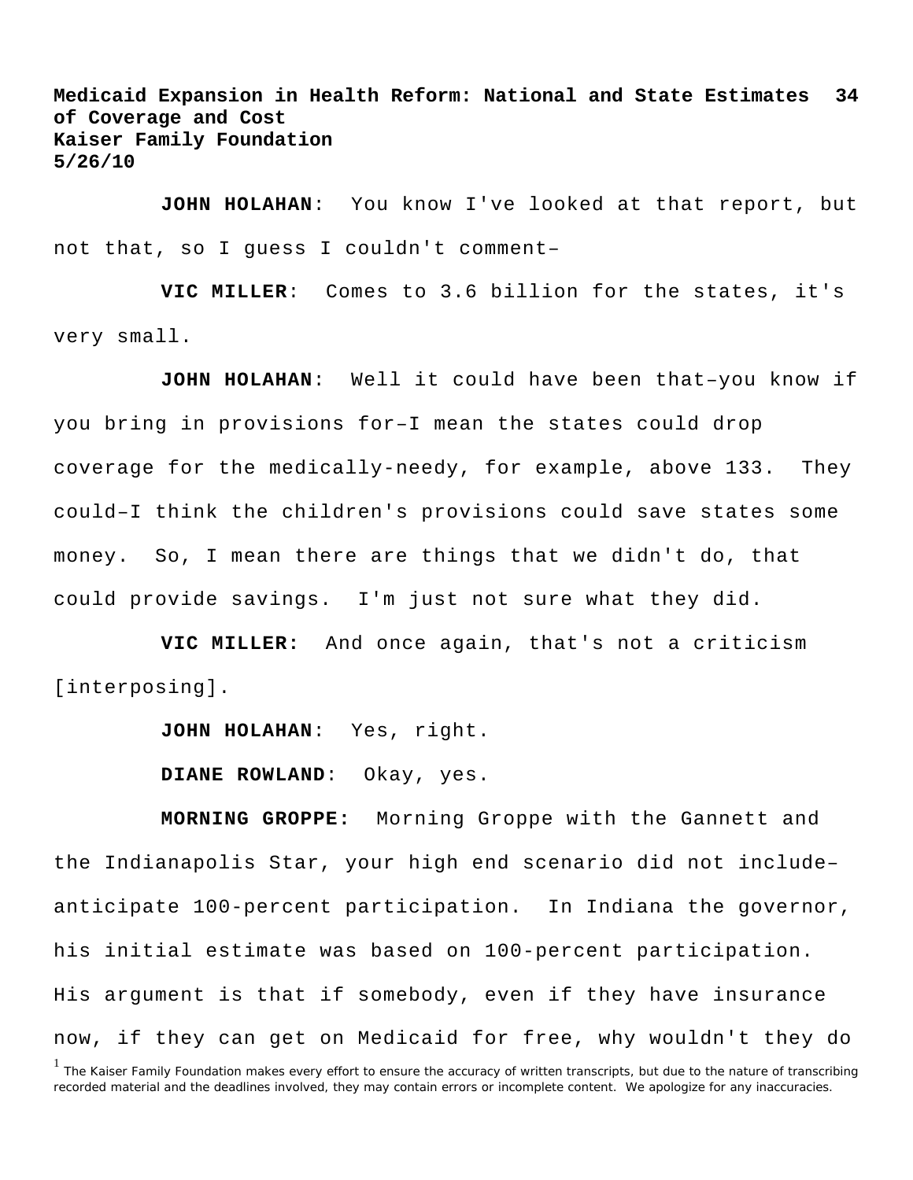**JOHN HOLAHAN**: You know I've looked at that report, but not that, so I guess I couldn't comment–

**VIC MILLER**: Comes to 3.6 billion for the states, it's very small.

**JOHN HOLAHAN**: Well it could have been that–you know if you bring in provisions for–I mean the states could drop coverage for the medically-needy, for example, above 133. They could–I think the children's provisions could save states some money. So, I mean there are things that we didn't do, that could provide savings. I'm just not sure what they did.

**VIC MILLER:** And once again, that's not a criticism [interposing].

**JOHN HOLAHAN**: Yes, right.

**DIANE ROWLAND**: Okay, yes.

**MORNING GROPPE:** Morning Groppe with the Gannett and the Indianapolis Star, your high end scenario did not include–anticipate 100-percent participation. In Indiana the governor, his initial estimate was based on 100-percent participation. His argument is that if somebody, even if they have insurance now, if they can get on Medicaid for free, why wouldn't they do

[1] The Kaiser Family Foundation makes every effort to ensure the accuracy of written transcripts, but due to the nature of transcribing recorded material and the deadlines involved, they may contain errors or incomplete content. We apologize for any inaccuracies.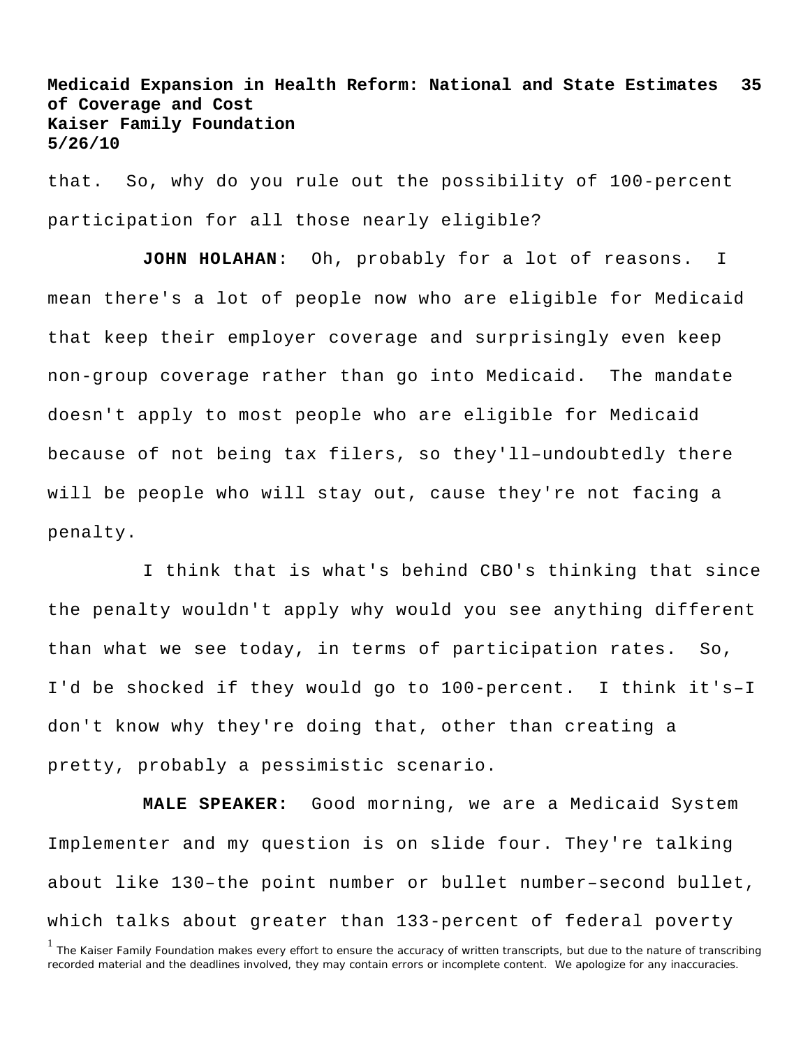that. So, why do you rule out the possibility of 100-percent participation for all those nearly eligible?

**JOHN HOLAHAN**: Oh, probably for a lot of reasons. I mean there's a lot of people now who are eligible for Medicaid that keep their employer coverage and surprisingly even keep non-group coverage rather than go into Medicaid. The mandate doesn't apply to most people who are eligible for Medicaid because of not being tax filers, so they'll–undoubtedly there will be people who will stay out, cause they're not facing a penalty.

I think that is what's behind CBO's thinking that since the penalty wouldn't apply why would you see anything different than what we see today, in terms of participation rates. So, I'd be shocked if they would go to 100-percent. I think it's–I don't know why they're doing that, other than creating a pretty, probably a pessimistic scenario.

**MALE SPEAKER:** Good morning, we are a Medicaid System Implementer and my question is on slide four. They're talking about like 130–the point number or bullet number–second bullet, which talks about greater than 133-percent of federal poverty

[1] The Kaiser Family Foundation makes every effort to ensure the accuracy of written transcripts, but due to the nature of transcribing recorded material and the deadlines involved, they may contain errors or incomplete content. We apologize for any inaccuracies.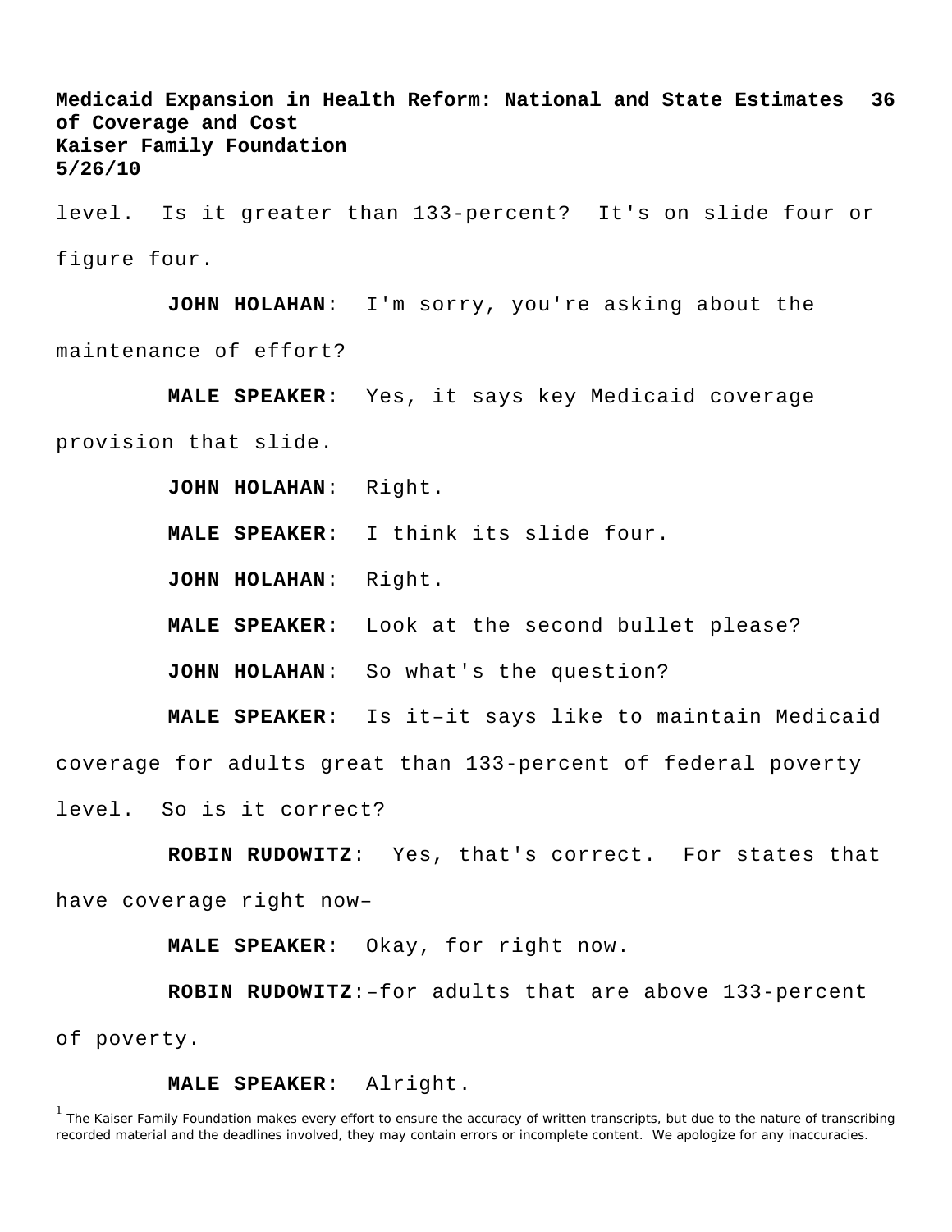level. Is it greater than 133-percent? It's on slide four or figure four.

**JOHN HOLAHAN**: I'm sorry, you're asking about the maintenance of effort?

**MALE SPEAKER:** Yes, it says key Medicaid coverage provision that slide.

**JOHN HOLAHAN**: Right.

**MALE SPEAKER:** I think its slide four.

**JOHN HOLAHAN**: Right.

**MALE SPEAKER:** Look at the second bullet please?

**JOHN HOLAHAN**: So what's the question?

**MALE SPEAKER:** Is it–it says like to maintain Medicaid coverage for adults great than 133-percent of federal poverty level. So is it correct?

**ROBIN RUDOWITZ**: Yes, that's correct. For states that have coverage right now–

**MALE SPEAKER:** Okay, for right now.

**ROBIN RUDOWITZ**:–for adults that are above 133-percent of poverty.

**MALE SPEAKER:** Alright.

[1] The Kaiser Family Foundation makes every effort to ensure the accuracy of written transcripts, but due to the nature of transcribing recorded material and the deadlines involved, they may contain errors or incomplete content. We apologize for any inaccuracies.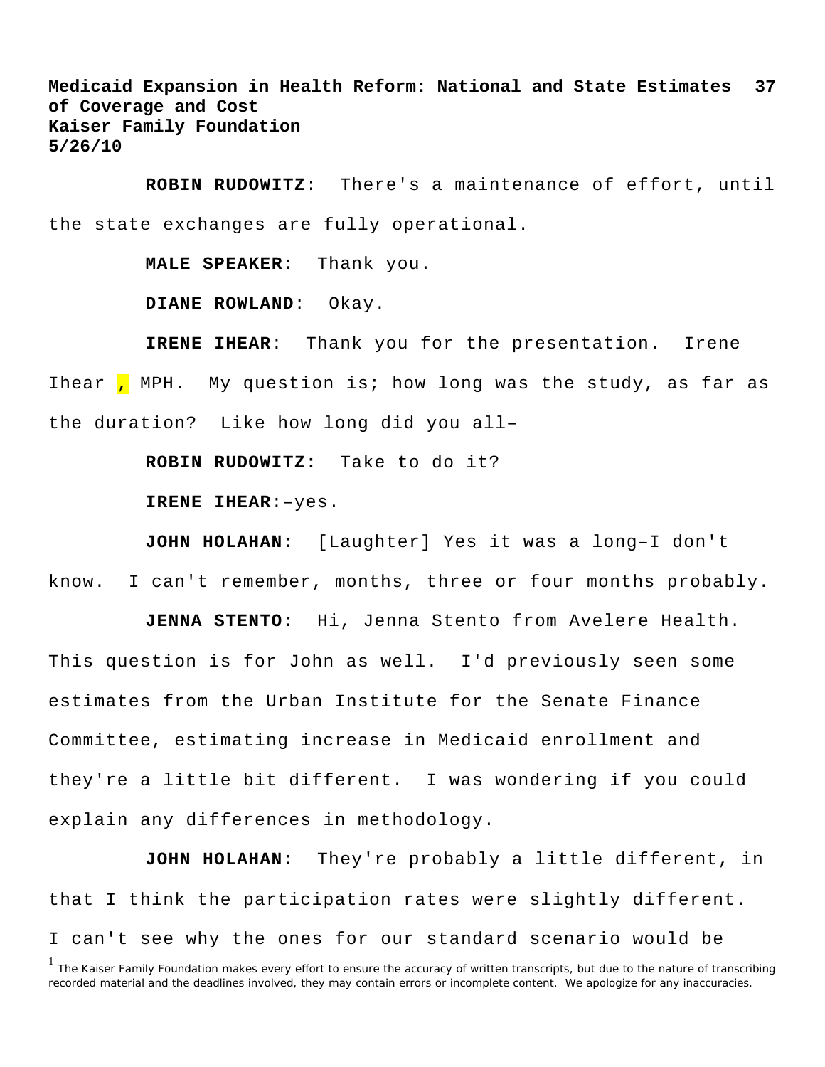**ROBIN RUDOWITZ**: There's a maintenance of effort, until the state exchanges are fully operational.

**MALE SPEAKER:** Thank you.

**DIANE ROWLAND**: Okay.

**IRENE IHEAR**: Thank you for the presentation. Irene Ihear , MPH. My question is; how long was the study, as far as the duration? Like how long did you all–

**ROBIN RUDOWITZ:** Take to do it?

**IRENE IHEAR**:–yes.

**JOHN HOLAHAN**: [Laughter] Yes it was a long–I don't know. I can't remember, months, three or four months probably.

**JENNA STENTO**: Hi, Jenna Stento from Avelere Health. This question is for John as well. I'd previously seen some estimates from the Urban Institute for the Senate Finance Committee, estimating increase in Medicaid enrollment and they're a little bit different. I was wondering if you could explain any differences in methodology.

**JOHN HOLAHAN**: They're probably a little different, in that I think the participation rates were slightly different. I can't see why the ones for our standard scenario would be

[1] The Kaiser Family Foundation makes every effort to ensure the accuracy of written transcripts, but due to the nature of transcribing recorded material and the deadlines involved, they may contain errors or incomplete content. We apologize for any inaccuracies.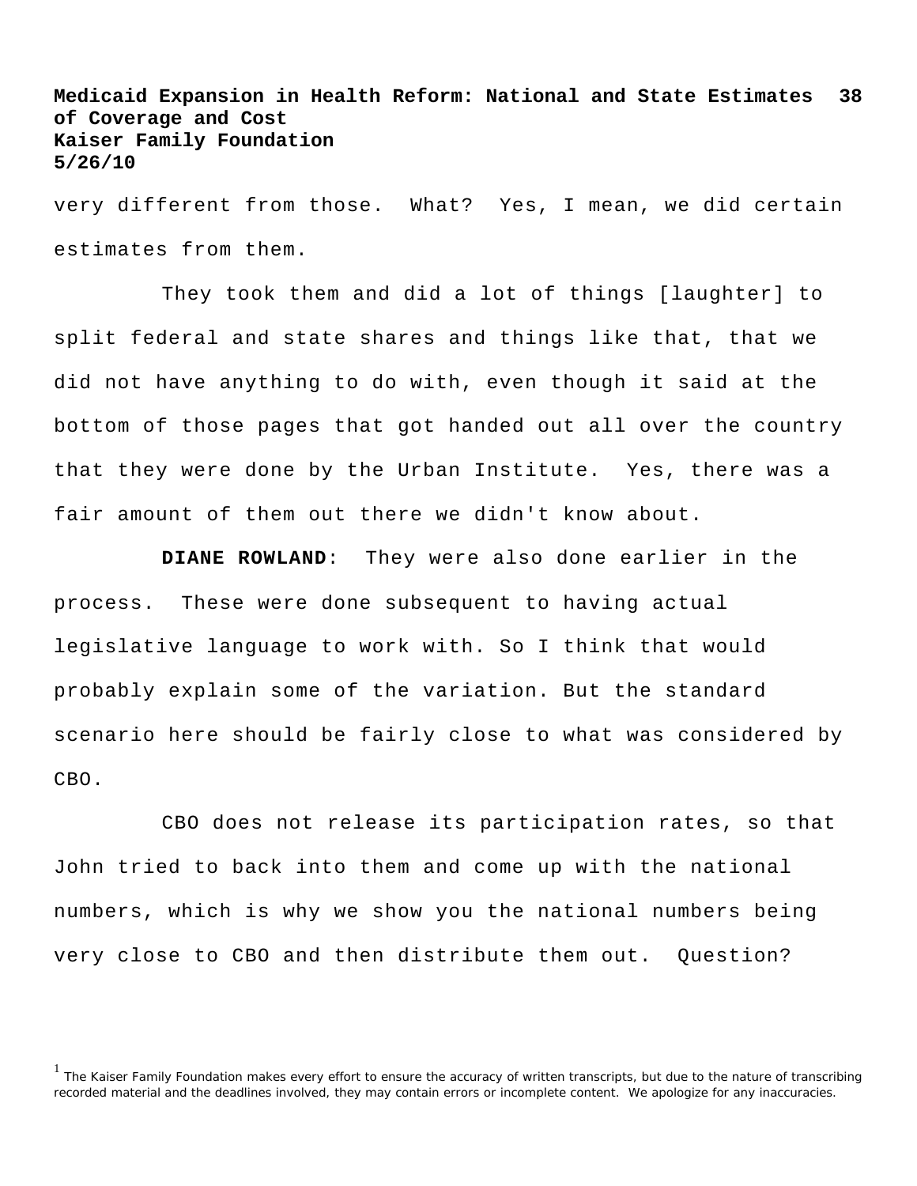very different from those. What? Yes, I mean, we did certain estimates from them.

They took them and did a lot of things [laughter] to split federal and state shares and things like that, that we did not have anything to do with, even though it said at the bottom of those pages that got handed out all over the country that they were done by the Urban Institute. Yes, there was a fair amount of them out there we didn't know about.

**DIANE ROWLAND**: They were also done earlier in the process. These were done subsequent to having actual legislative language to work with. So I think that would probably explain some of the variation. But the standard scenario here should be fairly close to what was considered by CBO.

CBO does not release its participation rates, so that John tried to back into them and come up with the national numbers, which is why we show you the national numbers being very close to CBO and then distribute them out. Question?

[1] The Kaiser Family Foundation makes every effort to ensure the accuracy of written transcripts, but due to the nature of transcribing recorded material and the deadlines involved, they may contain errors or incomplete content. We apologize for any inaccuracies.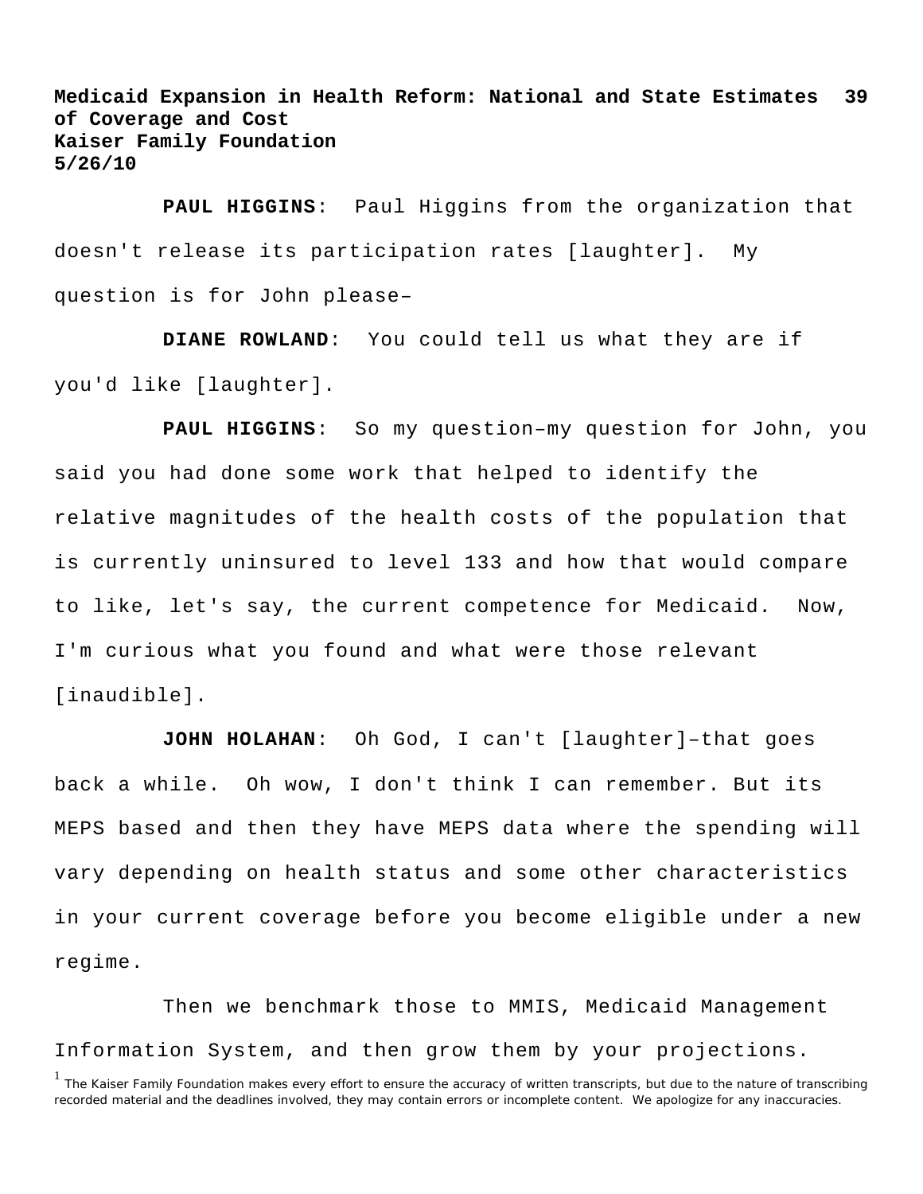**PAUL HIGGINS**: Paul Higgins from the organization that doesn't release its participation rates [laughter]. My question is for John please–

**DIANE ROWLAND**: You could tell us what they are if you'd like [laughter].

**PAUL HIGGINS**: So my question–my question for John, you said you had done some work that helped to identify the relative magnitudes of the health costs of the population that is currently uninsured to level 133 and how that would compare to like, let's say, the current competence for Medicaid. Now, I'm curious what you found and what were those relevant [inaudible].

**JOHN HOLAHAN**: Oh God, I can't [laughter]–that goes back a while. Oh wow, I don't think I can remember. But its MEPS based and then they have MEPS data where the spending will vary depending on health status and some other characteristics in your current coverage before you become eligible under a new regime.

Then we benchmark those to MMIS, Medicaid Management Information System, and then grow them by your projections.

[1] The Kaiser Family Foundation makes every effort to ensure the accuracy of written transcripts, but due to the nature of transcribing recorded material and the deadlines involved, they may contain errors or incomplete content. We apologize for any inaccuracies.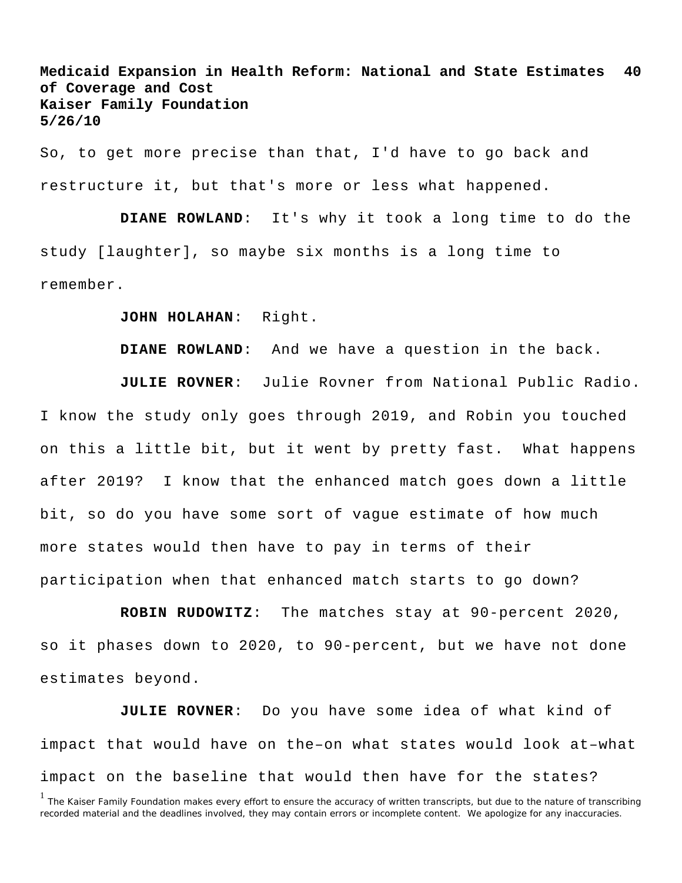So, to get more precise than that, I'd have to go back and restructure it, but that's more or less what happened.

**DIANE ROWLAND**: It's why it took a long time to do the study [laughter], so maybe six months is a long time to remember.

**JOHN HOLAHAN**: Right.

**DIANE ROWLAND**: And we have a question in the back.

**JULIE ROVNER**: Julie Rovner from National Public Radio. I know the study only goes through 2019, and Robin you touched on this a little bit, but it went by pretty fast. What happens after 2019? I know that the enhanced match goes down a little bit, so do you have some sort of vague estimate of how much more states would then have to pay in terms of their participation when that enhanced match starts to go down?

**ROBIN RUDOWITZ**: The matches stay at 90-percent 2020, so it phases down to 2020, to 90-percent, but we have not done estimates beyond.

**JULIE ROVNER**: Do you have some idea of what kind of impact that would have on the–on what states would look at–what impact on the baseline that would then have for the states?

[1] The Kaiser Family Foundation makes every effort to ensure the accuracy of written transcripts, but due to the nature of transcribing recorded material and the deadlines involved, they may contain errors or incomplete content. We apologize for any inaccuracies.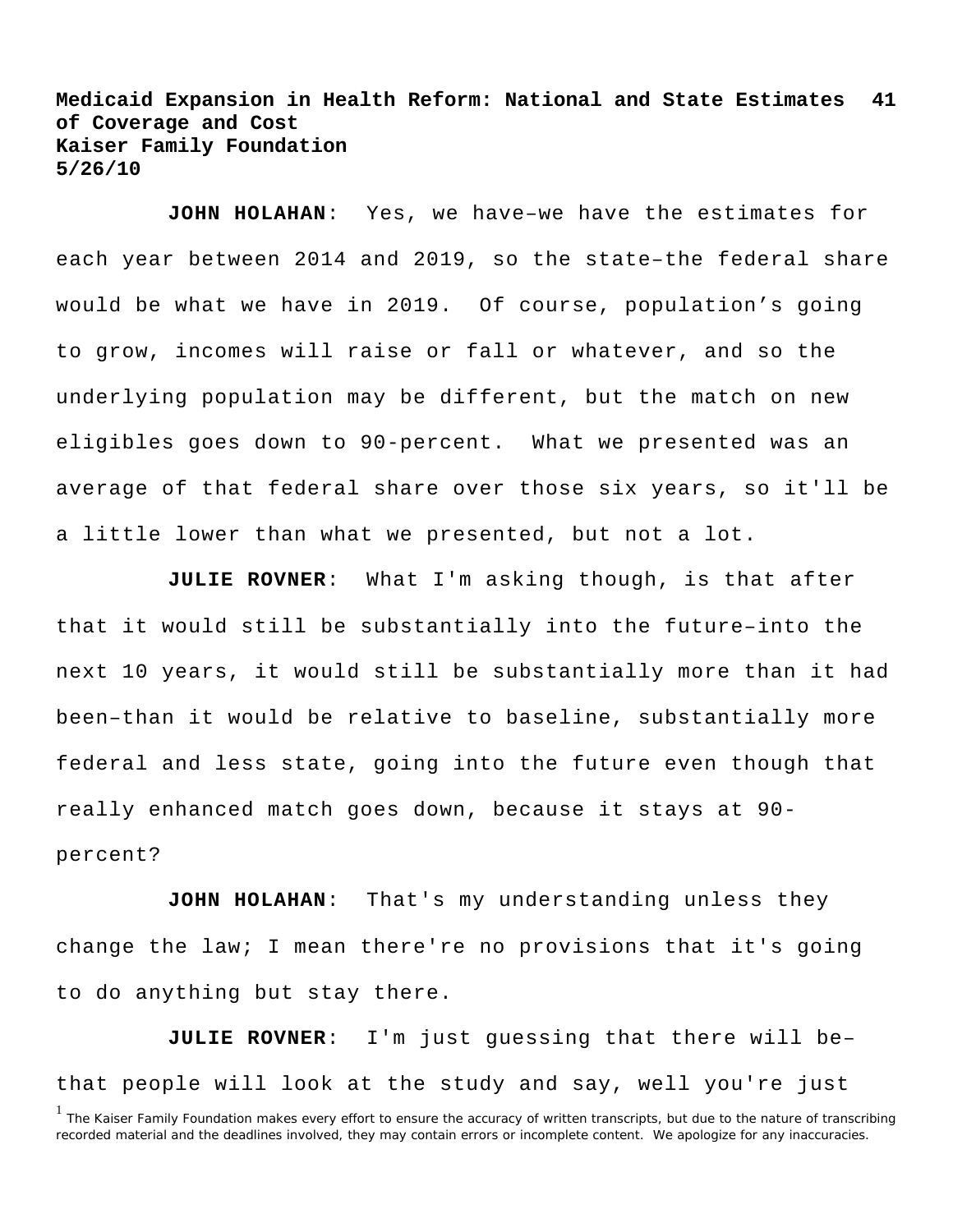**JOHN HOLAHAN**: Yes, we have–we have the estimates for each year between 2014 and 2019, so the state–the federal share would be what we have in 2019. Of course, population's going to grow, incomes will raise or fall or whatever, and so the underlying population may be different, but the match on new eligibles goes down to 90-percent. What we presented was an average of that federal share over those six years, so it'll be a little lower than what we presented, but not a lot.

**JULIE ROVNER**: What I'm asking though, is that after that it would still be substantially into the future–into the next 10 years, it would still be substantially more than it had been–than it would be relative to baseline, substantially more federal and less state, going into the future even though that really enhanced match goes down, because it stays at 90-percent?

**JOHN HOLAHAN**: That's my understanding unless they change the law; I mean there're no provisions that it's going to do anything but stay there.

**JULIE ROVNER**: I'm just guessing that there will be–that people will look at the study and say, well you're just

[1] The Kaiser Family Foundation makes every effort to ensure the accuracy of written transcripts, but due to the nature of transcribing recorded material and the deadlines involved, they may contain errors or incomplete content. We apologize for any inaccuracies.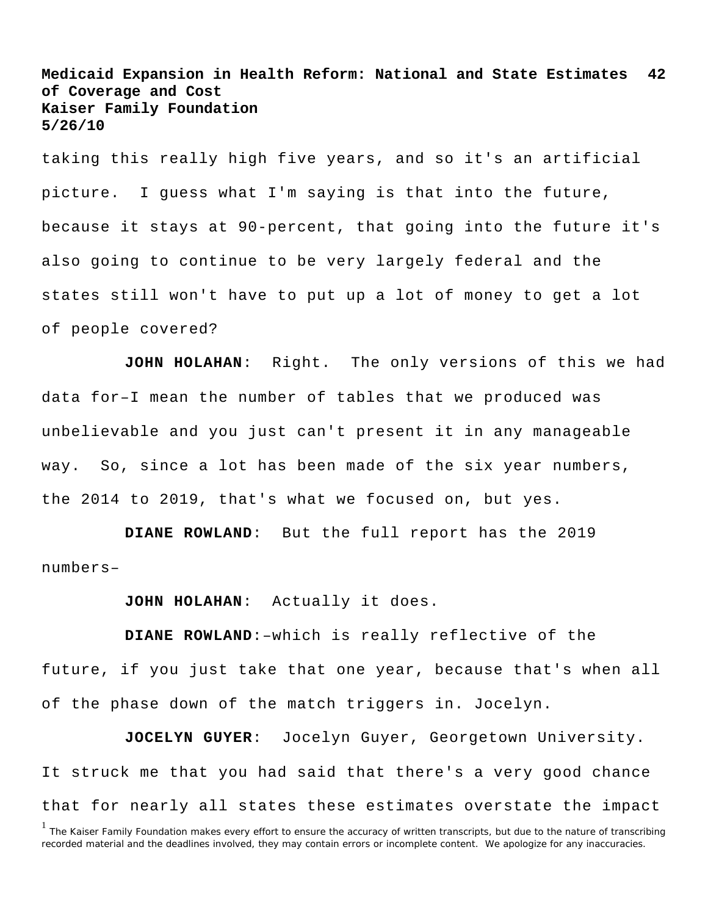taking this really high five years, and so it's an artificial picture. I guess what I'm saying is that into the future, because it stays at 90-percent, that going into the future it's also going to continue to be very largely federal and the states still won't have to put up a lot of money to get a lot of people covered?

**JOHN HOLAHAN**: Right. The only versions of this we had data for–I mean the number of tables that we produced was unbelievable and you just can't present it in any manageable way. So, since a lot has been made of the six year numbers, the 2014 to 2019, that's what we focused on, but yes.

**DIANE ROWLAND**: But the full report has the 2019 numbers–

**JOHN HOLAHAN**: Actually it does.

**DIANE ROWLAND**:–which is really reflective of the future, if you just take that one year, because that's when all of the phase down of the match triggers in. Jocelyn.

**JOCELYN GUYER**: Jocelyn Guyer, Georgetown University. It struck me that you had said that there's a very good chance that for nearly all states these estimates overstate the impact

[1] The Kaiser Family Foundation makes every effort to ensure the accuracy of written transcripts, but due to the nature of transcribing recorded material and the deadlines involved, they may contain errors or incomplete content. We apologize for any inaccuracies.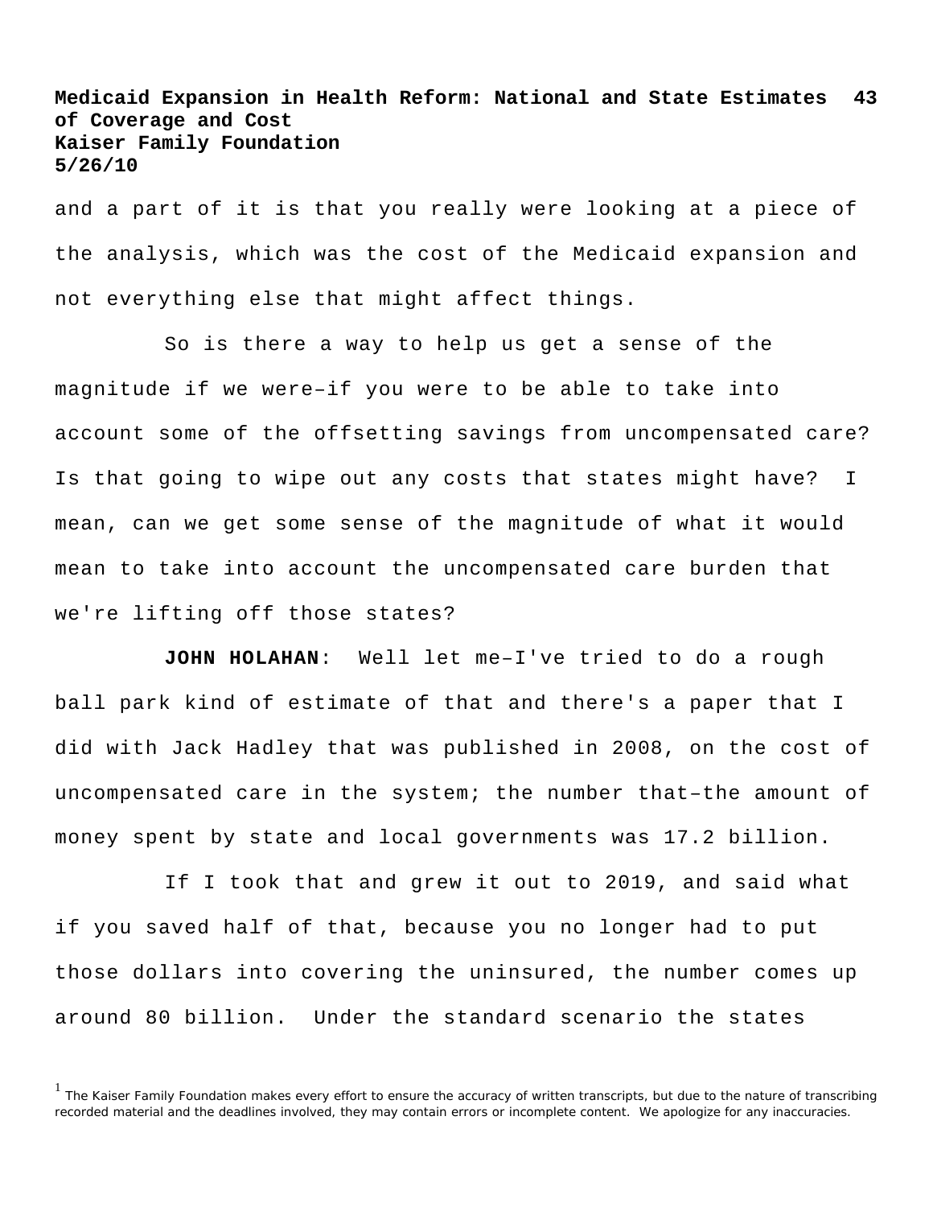and a part of it is that you really were looking at a piece of the analysis, which was the cost of the Medicaid expansion and not everything else that might affect things.

So is there a way to help us get a sense of the magnitude if we were–if you were to be able to take into account some of the offsetting savings from uncompensated care? Is that going to wipe out any costs that states might have? I mean, can we get some sense of the magnitude of what it would mean to take into account the uncompensated care burden that we're lifting off those states?

**JOHN HOLAHAN**: Well let me–I've tried to do a rough ball park kind of estimate of that and there's a paper that I did with Jack Hadley that was published in 2008, on the cost of uncompensated care in the system; the number that–the amount of money spent by state and local governments was 17.2 billion.

If I took that and grew it out to 2019, and said what if you saved half of that, because you no longer had to put those dollars into covering the uninsured, the number comes up around 80 billion. Under the standard scenario the states

[1] The Kaiser Family Foundation makes every effort to ensure the accuracy of written transcripts, but due to the nature of transcribing recorded material and the deadlines involved, they may contain errors or incomplete content. We apologize for any inaccuracies.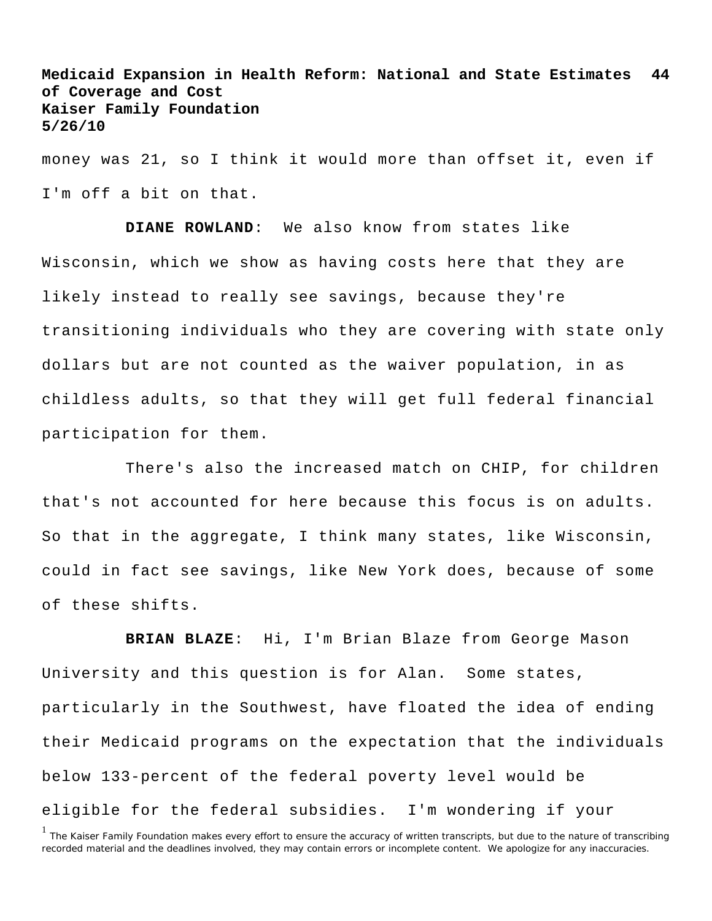money was 21, so I think it would more than offset it, even if I'm off a bit on that.

**DIANE ROWLAND**: We also know from states like Wisconsin, which we show as having costs here that they are likely instead to really see savings, because they're transitioning individuals who they are covering with state only dollars but are not counted as the waiver population, in as childless adults, so that they will get full federal financial participation for them.

There's also the increased match on CHIP, for children that's not accounted for here because this focus is on adults. So that in the aggregate, I think many states, like Wisconsin, could in fact see savings, like New York does, because of some of these shifts.

**BRIAN BLAZE**: Hi, I'm Brian Blaze from George Mason University and this question is for Alan. Some states, particularly in the Southwest, have floated the idea of ending their Medicaid programs on the expectation that the individuals below 133-percent of the federal poverty level would be eligible for the federal subsidies. I'm wondering if your

[1] The Kaiser Family Foundation makes every effort to ensure the accuracy of written transcripts, but due to the nature of transcribing recorded material and the deadlines involved, they may contain errors or incomplete content. We apologize for any inaccuracies.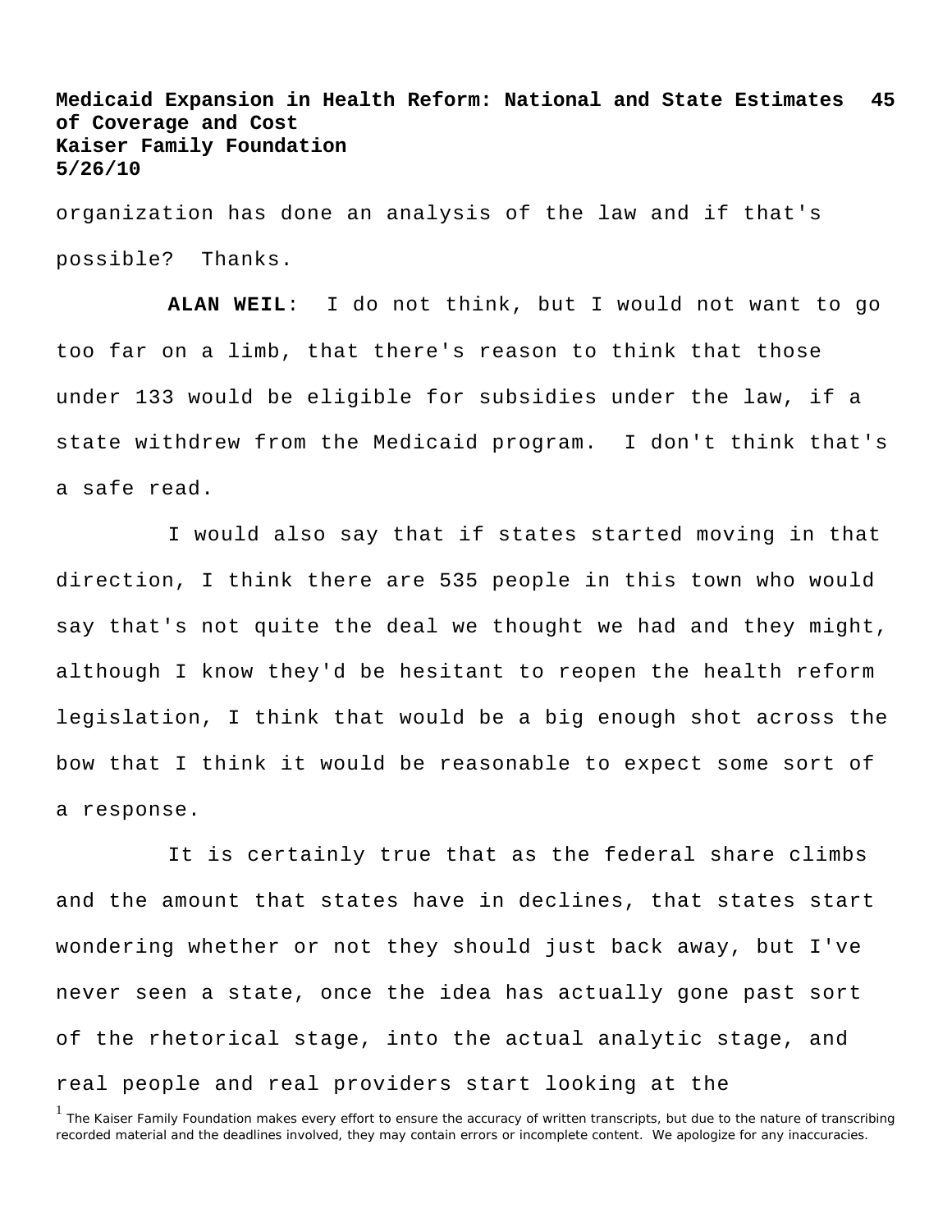organization has done an analysis of the law and if that's possible? Thanks.

**ALAN WEIL**: I do not think, but I would not want to go too far on a limb, that there's reason to think that those under 133 would be eligible for subsidies under the law, if a state withdrew from the Medicaid program. I don't think that's a safe read.

I would also say that if states started moving in that direction, I think there are 535 people in this town who would say that's not quite the deal we thought we had and they might, although I know they'd be hesitant to reopen the health reform legislation, I think that would be a big enough shot across the bow that I think it would be reasonable to expect some sort of a response.

It is certainly true that as the federal share climbs and the amount that states have in declines, that states start wondering whether or not they should just back away, but I've never seen a state, once the idea has actually gone past sort of the rhetorical stage, into the actual analytic stage, and real people and real providers start looking at the

[1] The Kaiser Family Foundation makes every effort to ensure the accuracy of written transcripts, but due to the nature of transcribing recorded material and the deadlines involved, they may contain errors or incomplete content. We apologize for any inaccuracies.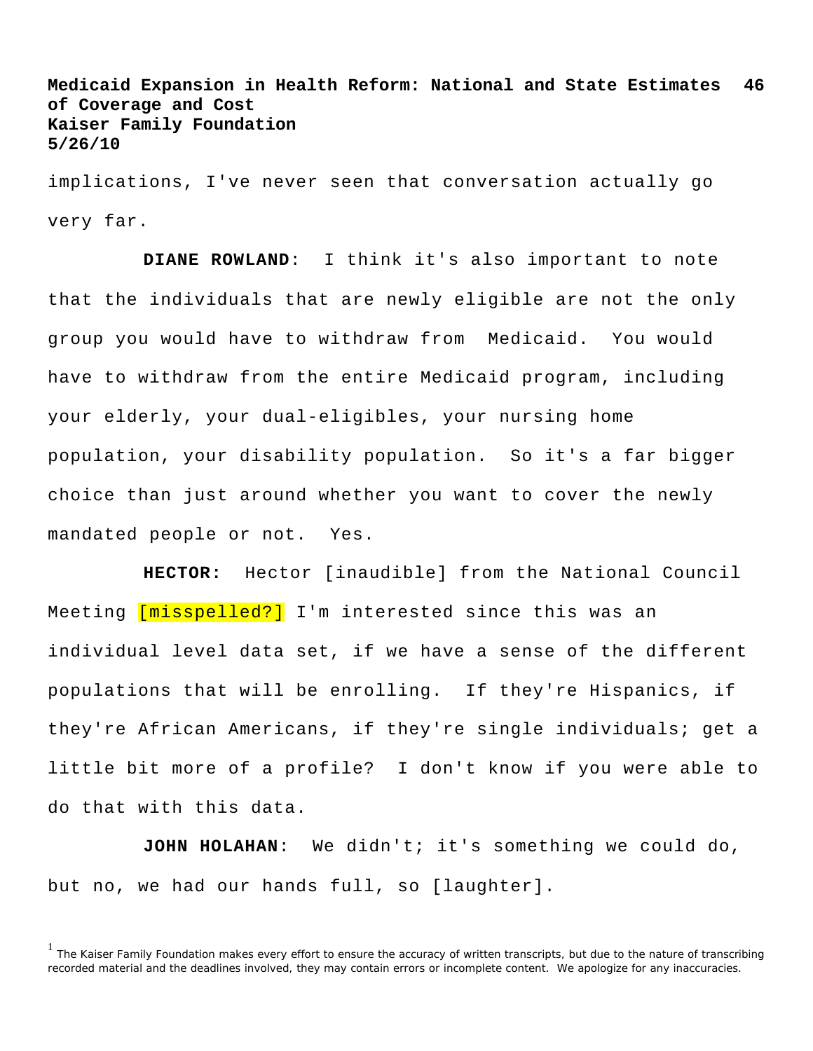implications, I've never seen that conversation actually go very far.

**DIANE ROWLAND**: I think it's also important to note that the individuals that are newly eligible are not the only group you would have to withdraw from Medicaid. You would have to withdraw from the entire Medicaid program, including your elderly, your dual-eligibles, your nursing home population, your disability population. So it's a far bigger choice than just around whether you want to cover the newly mandated people or not. Yes.

**HECTOR:** Hector [inaudible] from the National Council Meeting [misspelled?] I'm interested since this was an individual level data set, if we have a sense of the different populations that will be enrolling. If they're Hispanics, if they're African Americans, if they're single individuals; get a little bit more of a profile? I don't know if you were able to do that with this data.

**JOHN HOLAHAN**: We didn't; it's something we could do, but no, we had our hands full, so [laughter].

[1] The Kaiser Family Foundation makes every effort to ensure the accuracy of written transcripts, but due to the nature of transcribing recorded material and the deadlines involved, they may contain errors or incomplete content. We apologize for any inaccuracies.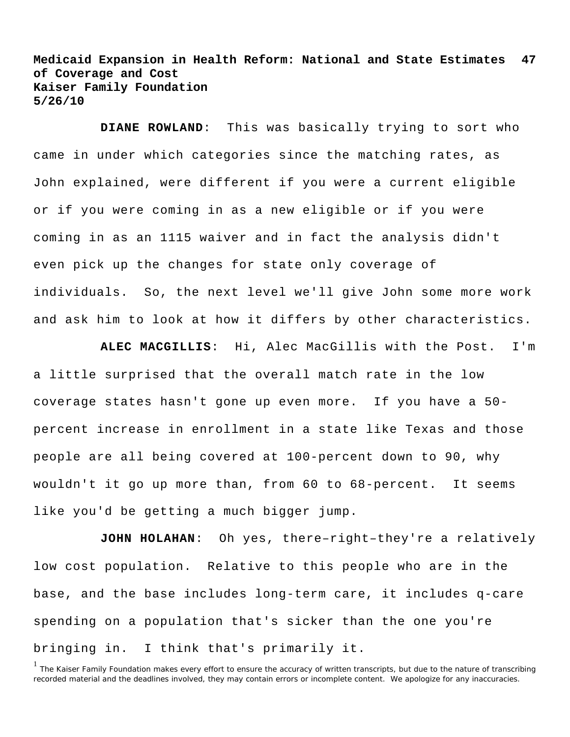**DIANE ROWLAND**: This was basically trying to sort who came in under which categories since the matching rates, as John explained, were different if you were a current eligible or if you were coming in as a new eligible or if you were coming in as an 1115 waiver and in fact the analysis didn't even pick up the changes for state only coverage of individuals. So, the next level we'll give John some more work and ask him to look at how it differs by other characteristics.

**ALEC MACGILLIS**: Hi, Alec MacGillis with the Post. I'm a little surprised that the overall match rate in the low coverage states hasn't gone up even more. If you have a 50-percent increase in enrollment in a state like Texas and those people are all being covered at 100-percent down to 90, why wouldn't it go up more than, from 60 to 68-percent. It seems like you'd be getting a much bigger jump.

**JOHN HOLAHAN**: Oh yes, there–right–they're a relatively low cost population. Relative to this people who are in the base, and the base includes long-term care, it includes q-care spending on a population that's sicker than the one you're bringing in. I think that's primarily it.

[1] The Kaiser Family Foundation makes every effort to ensure the accuracy of written transcripts, but due to the nature of transcribing recorded material and the deadlines involved, they may contain errors or incomplete content. We apologize for any inaccuracies.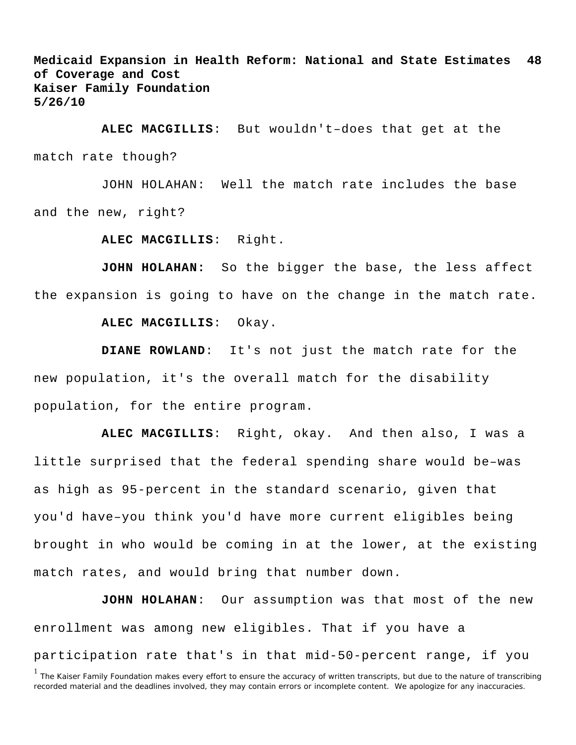**ALEC MACGILLIS**: But wouldn't–does that get at the match rate though?

JOHN HOLAHAN: Well the match rate includes the base and the new, right?

**ALEC MACGILLIS**: Right.

**JOHN HOLAHAN:** So the bigger the base, the less affect the expansion is going to have on the change in the match rate.

**ALEC MACGILLIS**: Okay.

**DIANE ROWLAND**: It's not just the match rate for the new population, it's the overall match for the disability population, for the entire program.

**ALEC MACGILLIS**: Right, okay. And then also, I was a little surprised that the federal spending share would be–was as high as 95-percent in the standard scenario, given that you'd have–you think you'd have more current eligibles being brought in who would be coming in at the lower, at the existing match rates, and would bring that number down.

**JOHN HOLAHAN**: Our assumption was that most of the new enrollment was among new eligibles. That if you have a participation rate that's in that mid-50-percent range, if you

[1] The Kaiser Family Foundation makes every effort to ensure the accuracy of written transcripts, but due to the nature of transcribing recorded material and the deadlines involved, they may contain errors or incomplete content. We apologize for any inaccuracies.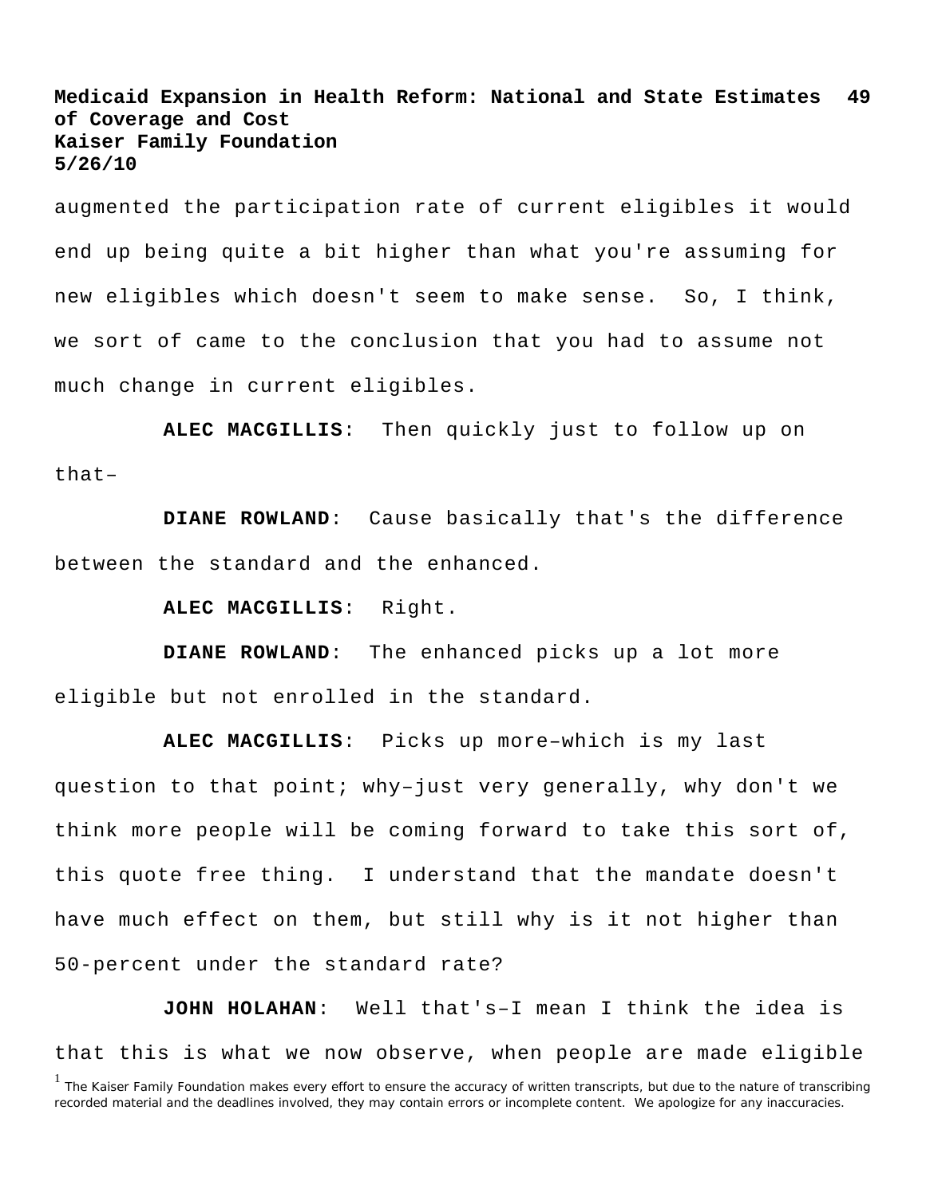augmented the participation rate of current eligibles it would end up being quite a bit higher than what you're assuming for new eligibles which doesn't seem to make sense. So, I think, we sort of came to the conclusion that you had to assume not much change in current eligibles.

**ALEC MACGILLIS**: Then quickly just to follow up on that–

**DIANE ROWLAND**: Cause basically that's the difference between the standard and the enhanced.

**ALEC MACGILLIS**: Right.

**DIANE ROWLAND**: The enhanced picks up a lot more eligible but not enrolled in the standard.

**ALEC MACGILLIS**: Picks up more–which is my last question to that point; why–just very generally, why don't we think more people will be coming forward to take this sort of, this quote free thing. I understand that the mandate doesn't have much effect on them, but still why is it not higher than 50-percent under the standard rate?

**JOHN HOLAHAN**: Well that's–I mean I think the idea is that this is what we now observe, when people are made eligible

[1] The Kaiser Family Foundation makes every effort to ensure the accuracy of written transcripts, but due to the nature of transcribing recorded material and the deadlines involved, they may contain errors or incomplete content. We apologize for any inaccuracies.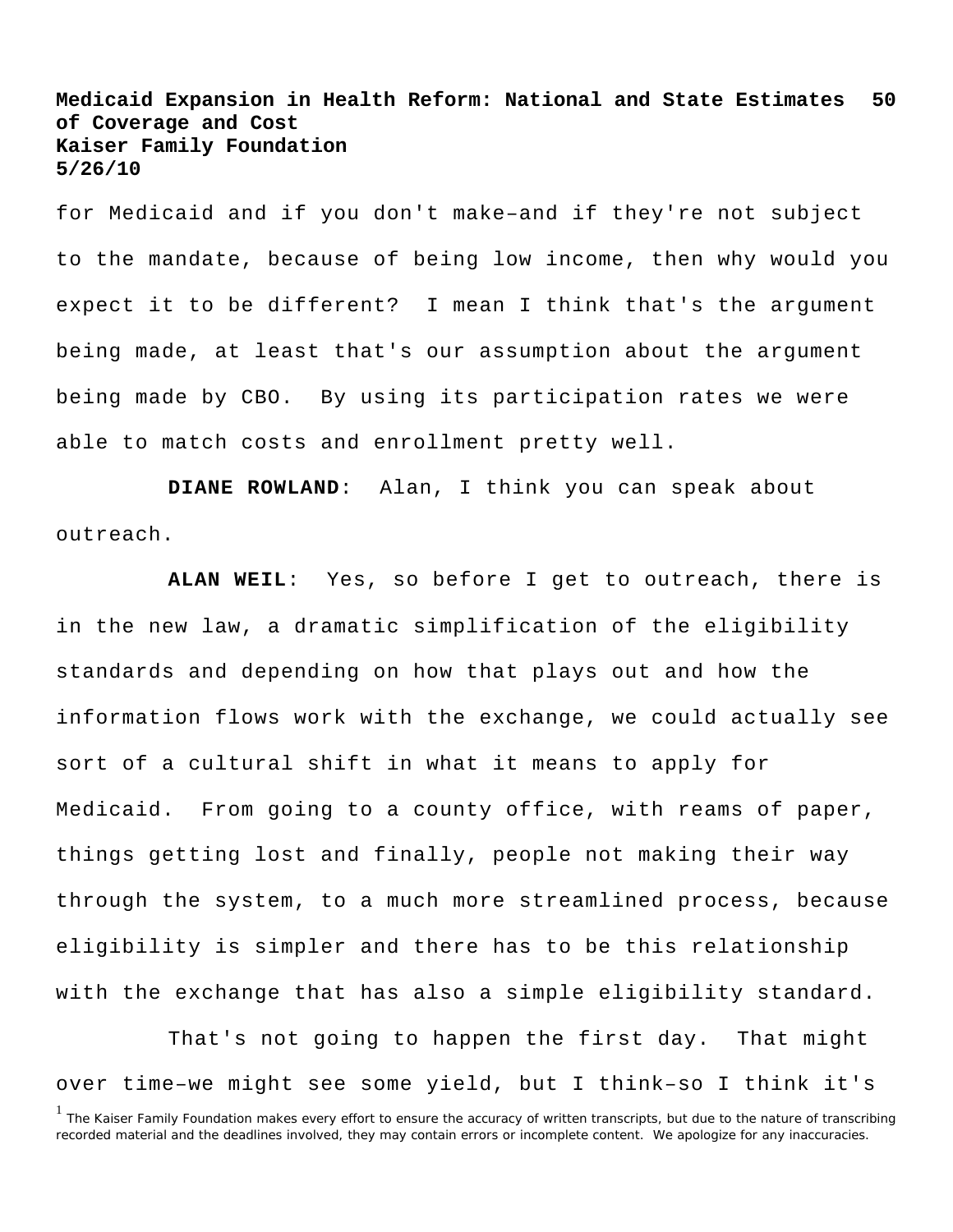for Medicaid and if you don't make–and if they're not subject to the mandate, because of being low income, then why would you expect it to be different? I mean I think that's the argument being made, at least that's our assumption about the argument being made by CBO. By using its participation rates we were able to match costs and enrollment pretty well.

**DIANE ROWLAND**: Alan, I think you can speak about outreach.

**ALAN WEIL**: Yes, so before I get to outreach, there is in the new law, a dramatic simplification of the eligibility standards and depending on how that plays out and how the information flows work with the exchange, we could actually see sort of a cultural shift in what it means to apply for Medicaid. From going to a county office, with reams of paper, things getting lost and finally, people not making their way through the system, to a much more streamlined process, because eligibility is simpler and there has to be this relationship with the exchange that has also a simple eligibility standard.

That's not going to happen the first day. That might over time–we might see some yield, but I think–so I think it's

[1] The Kaiser Family Foundation makes every effort to ensure the accuracy of written transcripts, but due to the nature of transcribing recorded material and the deadlines involved, they may contain errors or incomplete content. We apologize for any inaccuracies.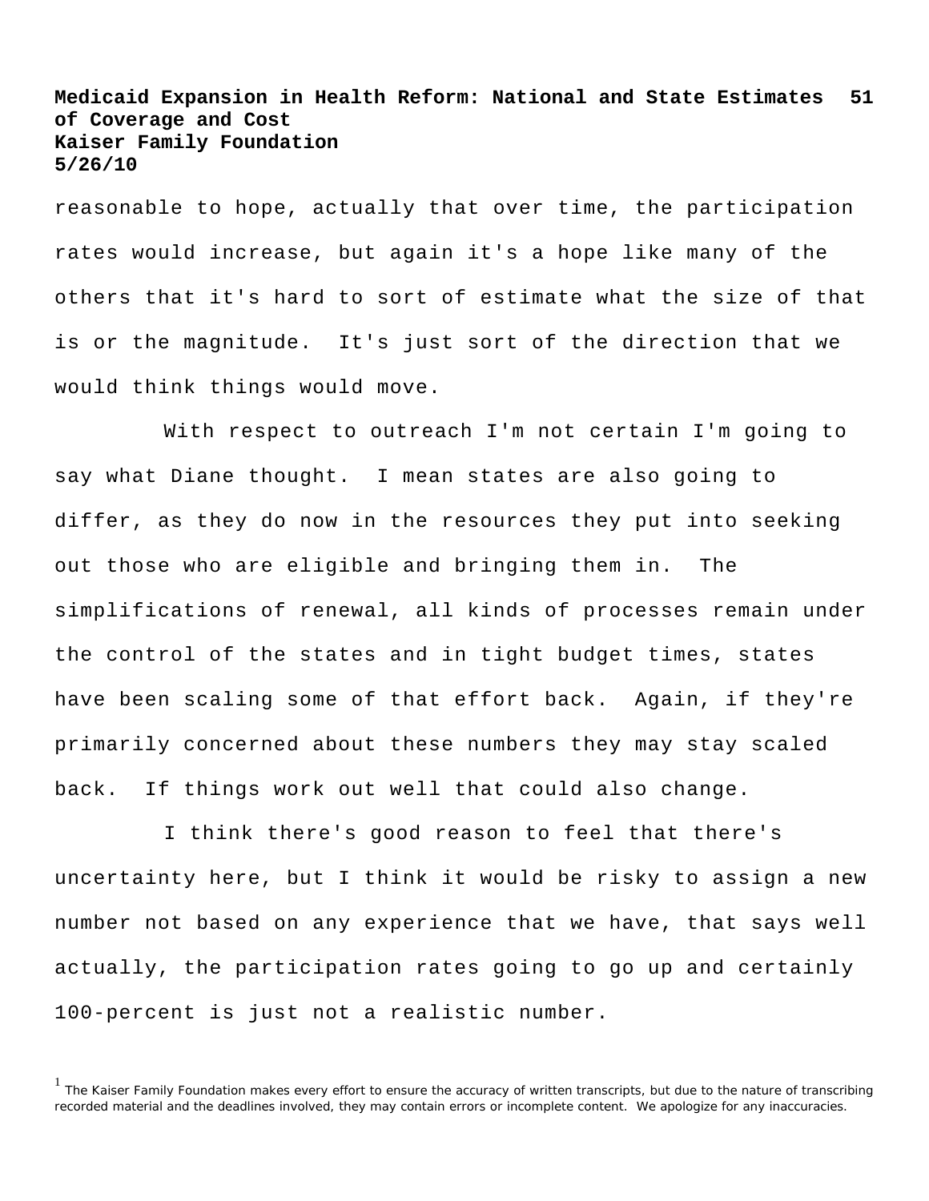reasonable to hope, actually that over time, the participation rates would increase, but again it's a hope like many of the others that it's hard to sort of estimate what the size of that is or the magnitude. It's just sort of the direction that we would think things would move.

With respect to outreach I'm not certain I'm going to say what Diane thought. I mean states are also going to differ, as they do now in the resources they put into seeking out those who are eligible and bringing them in. The simplifications of renewal, all kinds of processes remain under the control of the states and in tight budget times, states have been scaling some of that effort back. Again, if they're primarily concerned about these numbers they may stay scaled back. If things work out well that could also change.

I think there's good reason to feel that there's uncertainty here, but I think it would be risky to assign a new number not based on any experience that we have, that says well actually, the participation rates going to go up and certainly 100-percent is just not a realistic number.

[1] The Kaiser Family Foundation makes every effort to ensure the accuracy of written transcripts, but due to the nature of transcribing recorded material and the deadlines involved, they may contain errors or incomplete content. We apologize for any inaccuracies.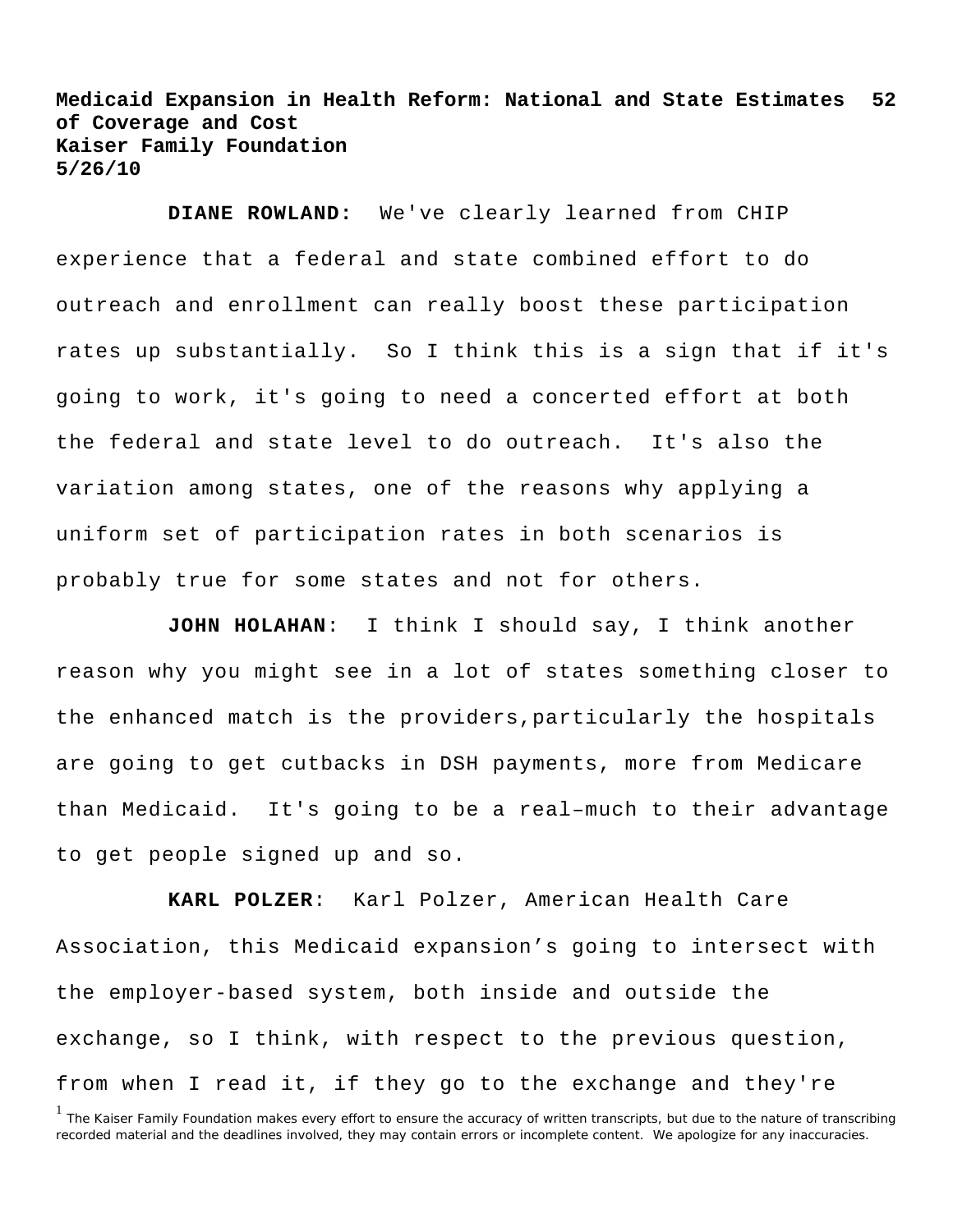**DIANE ROWLAND:** We've clearly learned from CHIP experience that a federal and state combined effort to do outreach and enrollment can really boost these participation rates up substantially. So I think this is a sign that if it's going to work, it's going to need a concerted effort at both the federal and state level to do outreach. It's also the variation among states, one of the reasons why applying a uniform set of participation rates in both scenarios is probably true for some states and not for others.

**JOHN HOLAHAN**: I think I should say, I think another reason why you might see in a lot of states something closer to the enhanced match is the providers,particularly the hospitals are going to get cutbacks in DSH payments, more from Medicare than Medicaid. It's going to be a real–much to their advantage to get people signed up and so.

**KARL POLZER**: Karl Polzer, American Health Care Association, this Medicaid expansion's going to intersect with the employer-based system, both inside and outside the exchange, so I think, with respect to the previous question, from when I read it, if they go to the exchange and they're

[1] The Kaiser Family Foundation makes every effort to ensure the accuracy of written transcripts, but due to the nature of transcribing recorded material and the deadlines involved, they may contain errors or incomplete content. We apologize for any inaccuracies.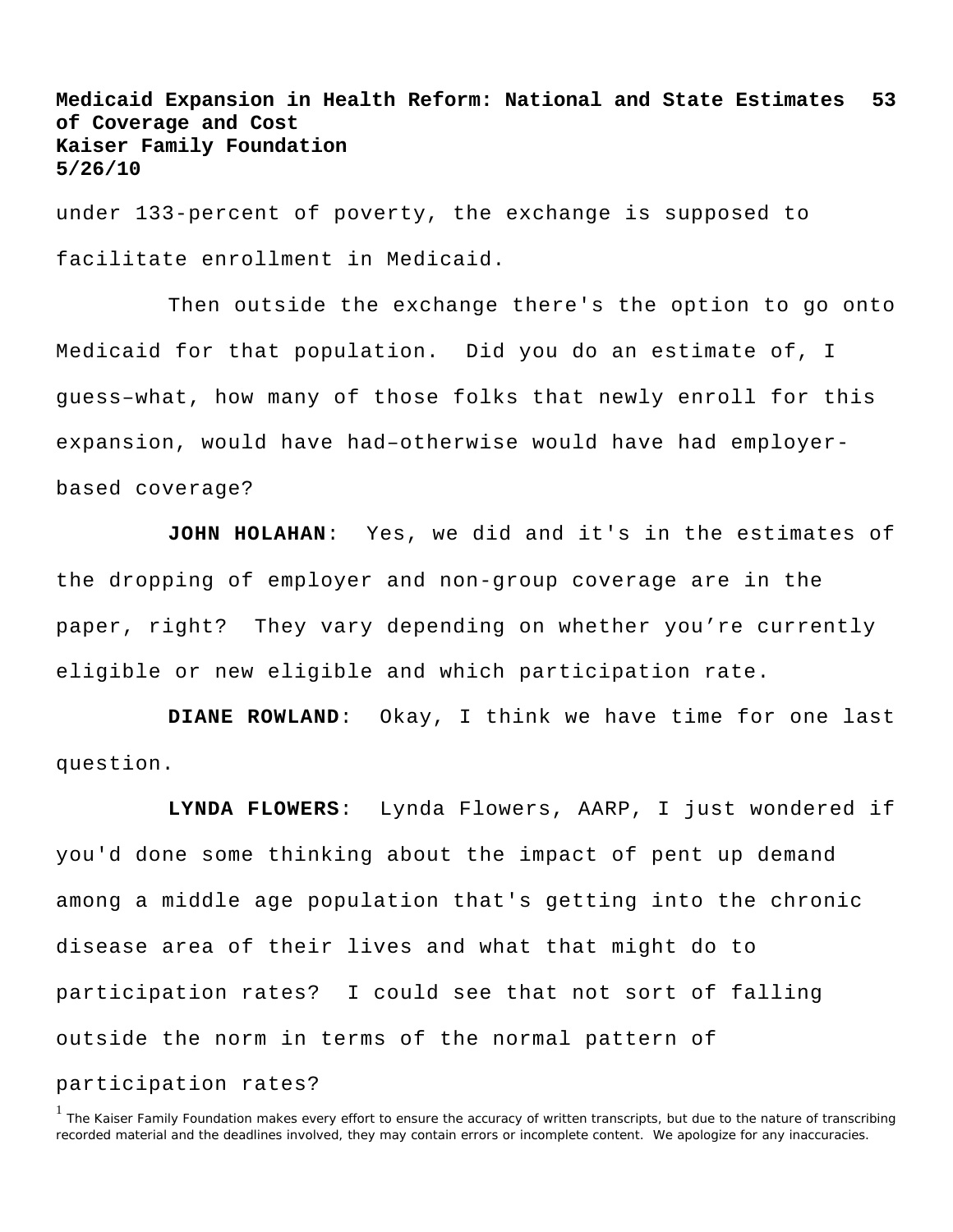under 133-percent of poverty, the exchange is supposed to facilitate enrollment in Medicaid.

Then outside the exchange there's the option to go onto Medicaid for that population. Did you do an estimate of, I guess–what, how many of those folks that newly enroll for this expansion, would have had–otherwise would have had employer-based coverage?

**JOHN HOLAHAN**: Yes, we did and it's in the estimates of the dropping of employer and non-group coverage are in the paper, right? They vary depending on whether you're currently eligible or new eligible and which participation rate.

**DIANE ROWLAND**: Okay, I think we have time for one last question.

**LYNDA FLOWERS**: Lynda Flowers, AARP, I just wondered if you'd done some thinking about the impact of pent up demand among a middle age population that's getting into the chronic disease area of their lives and what that might do to participation rates? I could see that not sort of falling outside the norm in terms of the normal pattern of participation rates?

[1] The Kaiser Family Foundation makes every effort to ensure the accuracy of written transcripts, but due to the nature of transcribing recorded material and the deadlines involved, they may contain errors or incomplete content. We apologize for any inaccuracies.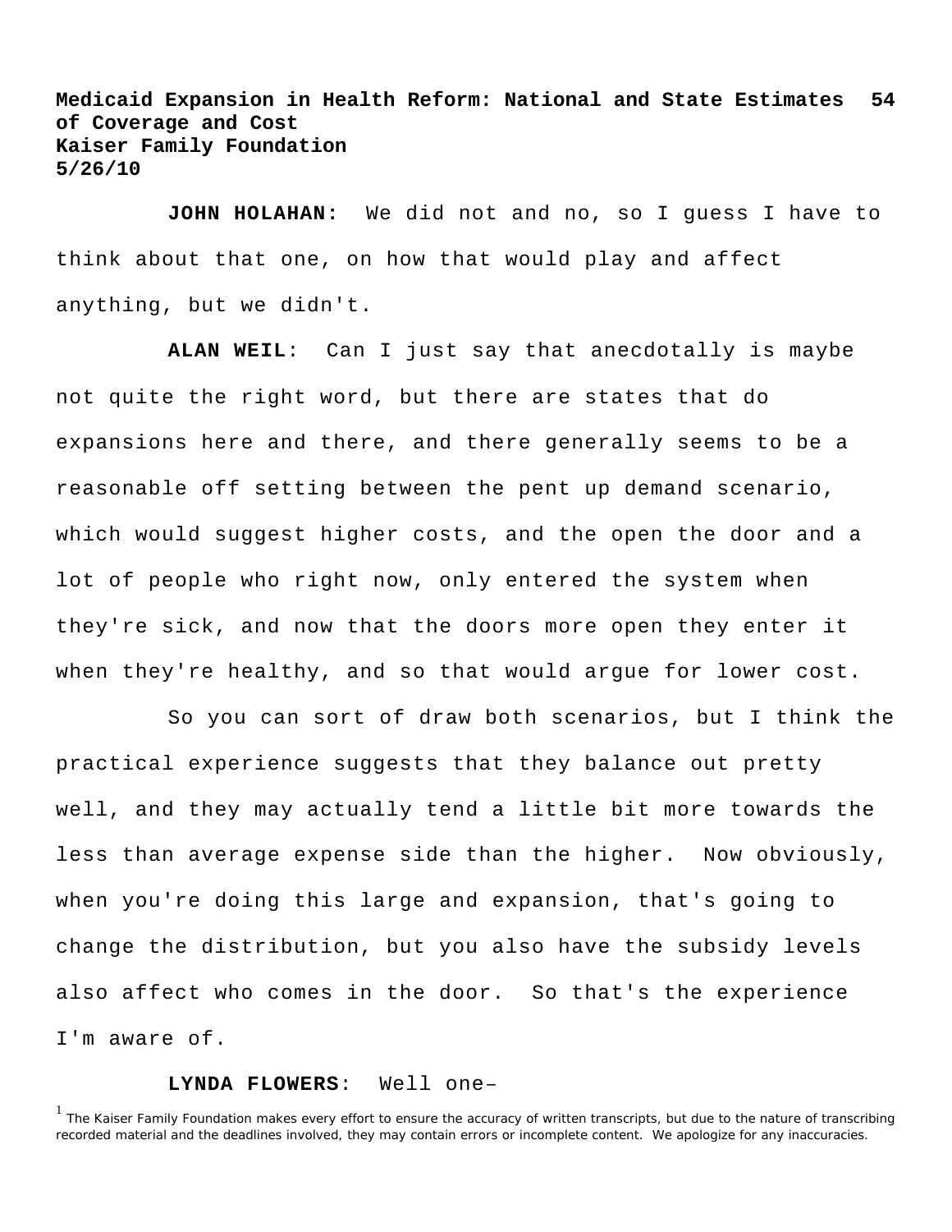**JOHN HOLAHAN:** We did not and no, so I guess I have to think about that one, on how that would play and affect anything, but we didn't.

**ALAN WEIL**: Can I just say that anecdotally is maybe not quite the right word, but there are states that do expansions here and there, and there generally seems to be a reasonable off setting between the pent up demand scenario, which would suggest higher costs, and the open the door and a lot of people who right now, only entered the system when they're sick, and now that the doors more open they enter it when they're healthy, and so that would argue for lower cost.

So you can sort of draw both scenarios, but I think the practical experience suggests that they balance out pretty well, and they may actually tend a little bit more towards the less than average expense side than the higher. Now obviously, when you're doing this large and expansion, that's going to change the distribution, but you also have the subsidy levels also affect who comes in the door. So that's the experience I'm aware of.

**LYNDA FLOWERS**: Well one–

[1] The Kaiser Family Foundation makes every effort to ensure the accuracy of written transcripts, but due to the nature of transcribing recorded material and the deadlines involved, they may contain errors or incomplete content. We apologize for any inaccuracies.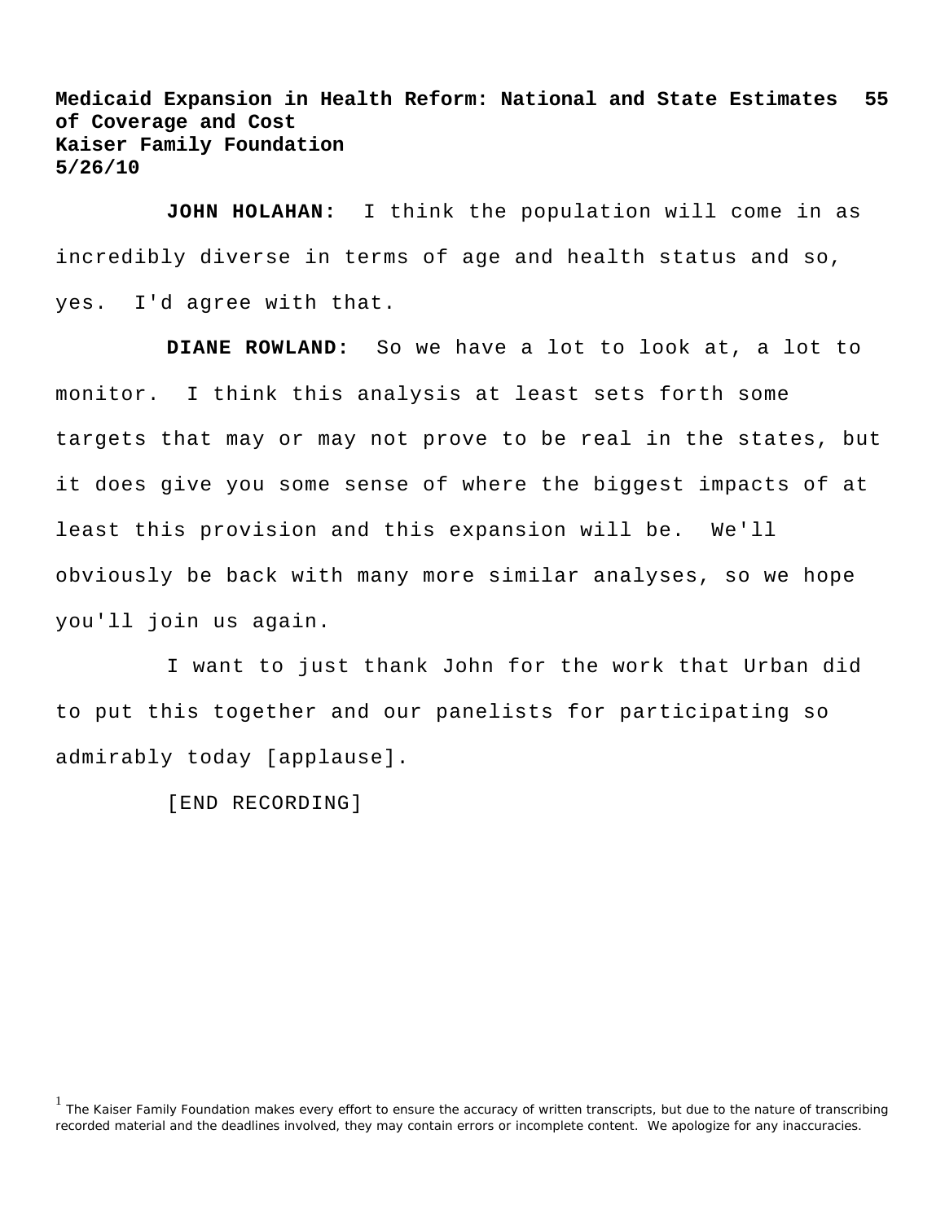**JOHN HOLAHAN:** I think the population will come in as incredibly diverse in terms of age and health status and so, yes. I'd agree with that.

**DIANE ROWLAND:** So we have a lot to look at, a lot to monitor. I think this analysis at least sets forth some targets that may or may not prove to be real in the states, but it does give you some sense of where the biggest impacts of at least this provision and this expansion will be. We'll obviously be back with many more similar analyses, so we hope you'll join us again.

I want to just thank John for the work that Urban did to put this together and our panelists for participating so admirably today [applause].

[END RECORDING]

[1] The Kaiser Family Foundation makes every effort to ensure the accuracy of written transcripts, but due to the nature of transcribing recorded material and the deadlines involved, they may contain errors or incomplete content. We apologize for any inaccuracies.